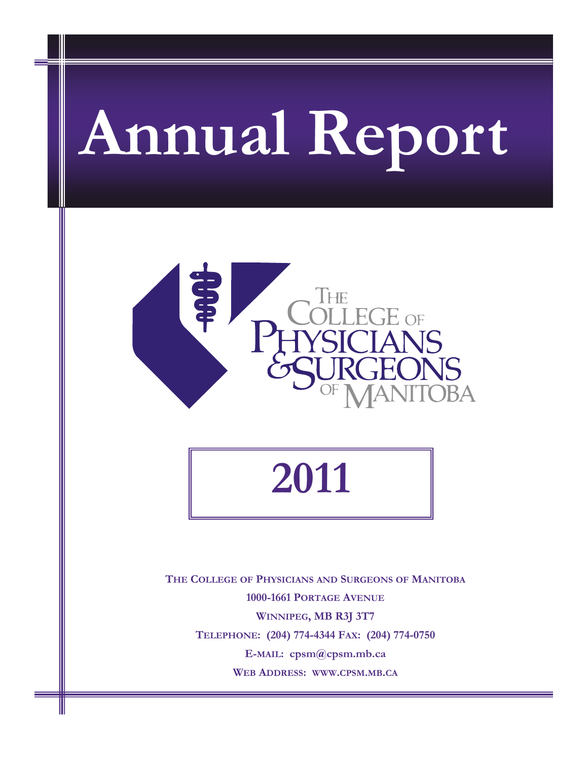# Annual Report

THE COLLEGE OF PHYSICIANS & SURGEONS OF MANITOBA

## 2011

**THE COLLEGE OF PHYSICIANS AND SURGEONS OF MANITOBA**

**1000-1661 PORTAGE AVENUE**

**WINNIPEG, MB R3J 3T7**

**TELEPHONE: (204) 774-4344 FAX: (204) 774-0750**

**E-MAIL: cpsm@cpsm.mb.ca**

**WEB ADDRESS: WWW.CPSM.MB.CA**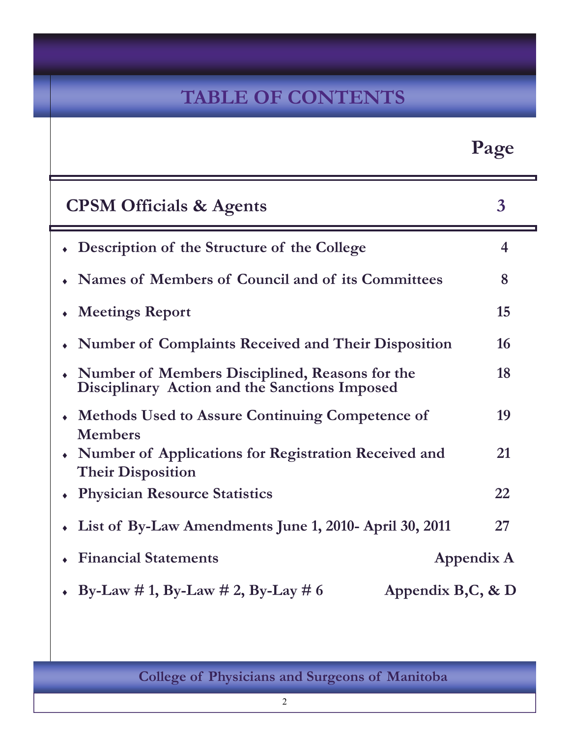# TABLE OF CONTENTS

| | Page |
|---|---|
| **CPSM Officials & Agents** | **3** |
| Description of the Structure of the College | 4 |
| Names of Members of Council and of its Committees | 8 |
| Meetings Report | 15 |
| Number of Complaints Received and Their Disposition | 16 |
| Number of Members Disciplined, Reasons for the Disciplinary Action and the Sanctions Imposed | 18 |
| Methods Used to Assure Continuing Competence of Members | 19 |
| Number of Applications for Registration Received and Their Disposition | 21 |
| Physician Resource Statistics | 22 |
| List of By-Law Amendments June 1, 2010- April 30, 2011 | 27 |
| Financial Statements | Appendix A |
| By-Law # 1, By-Law # 2, By-Lay # 6 | Appendix B,C, & D |

College of Physicians and Surgeons of Manitoba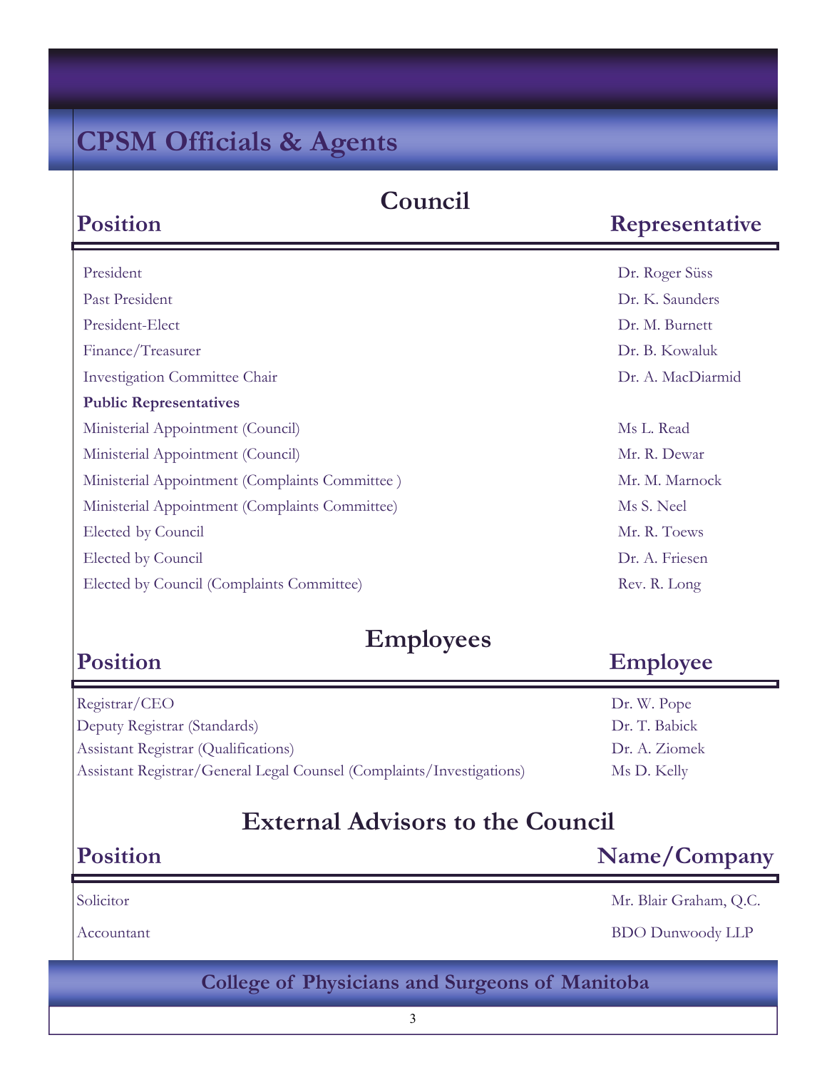# CPSM Officials & Agents

## Council

| Position | Representative |
|---|---|
| President | Dr. Roger Süss |
| Past President | Dr. K. Saunders |
| President-Elect | Dr. M. Burnett |
| Finance/Treasurer | Dr. B. Kowaluk |
| Investigation Committee Chair | Dr. A. MacDiarmid |
| **Public Representatives** | |
| Ministerial Appointment (Council) | Ms L. Read |
| Ministerial Appointment (Council) | Mr. R. Dewar |
| Ministerial Appointment (Complaints Committee ) | Mr. M. Marnock |
| Ministerial Appointment (Complaints Committee) | Ms S. Neel |
| Elected by Council | Mr. R. Toews |
| Elected by Council | Dr. A. Friesen |
| Elected by Council (Complaints Committee) | Rev. R. Long |

## Employees

| Position | Employee |
|---|---|
| Registrar/CEO | Dr. W. Pope |
| Deputy Registrar (Standards) | Dr. T. Babick |
| Assistant Registrar (Qualifications) | Dr. A. Ziomek |
| Assistant Registrar/General Legal Counsel (Complaints/Investigations) | Ms D. Kelly |

## External Advisors to the Council

| Position | Name/Company |
|---|---|
| Solicitor | Mr. Blair Graham, Q.C. |
| Accountant | BDO Dunwoody LLP |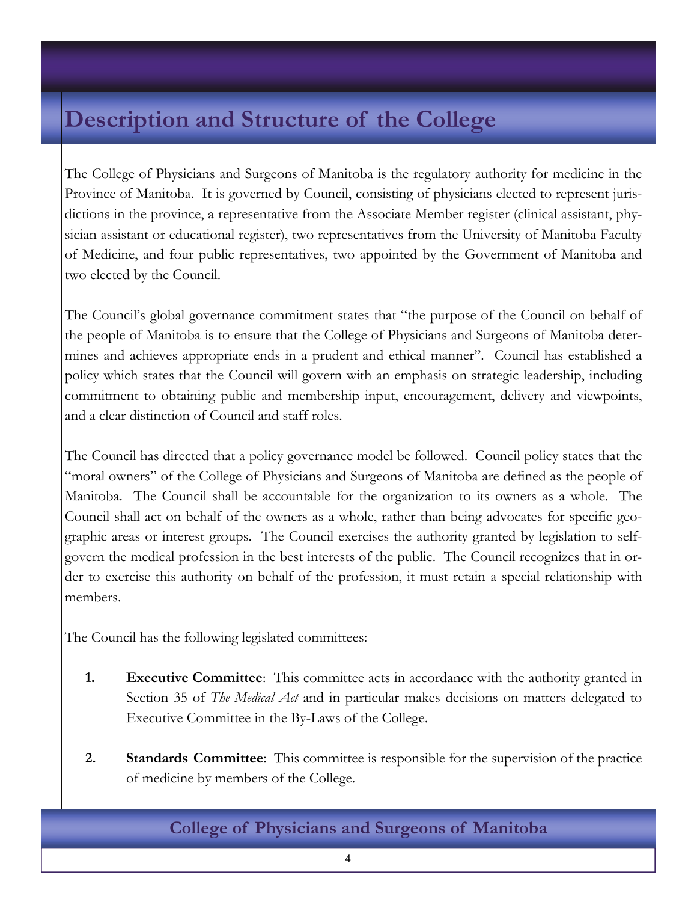# Description and Structure of the College

The College of Physicians and Surgeons of Manitoba is the regulatory authority for medicine in the Province of Manitoba. It is governed by Council, consisting of physicians elected to represent jurisdictions in the province, a representative from the Associate Member register (clinical assistant, physician assistant or educational register), two representatives from the University of Manitoba Faculty of Medicine, and four public representatives, two appointed by the Government of Manitoba and two elected by the Council.

The Council's global governance commitment states that "the purpose of the Council on behalf of the people of Manitoba is to ensure that the College of Physicians and Surgeons of Manitoba determines and achieves appropriate ends in a prudent and ethical manner". Council has established a policy which states that the Council will govern with an emphasis on strategic leadership, including commitment to obtaining public and membership input, encouragement, delivery and viewpoints, and a clear distinction of Council and staff roles.

The Council has directed that a policy governance model be followed. Council policy states that the "moral owners" of the College of Physicians and Surgeons of Manitoba are defined as the people of Manitoba. The Council shall be accountable for the organization to its owners as a whole. The Council shall act on behalf of the owners as a whole, rather than being advocates for specific geographic areas or interest groups. The Council exercises the authority granted by legislation to self-govern the medical profession in the best interests of the public. The Council recognizes that in order to exercise this authority on behalf of the profession, it must retain a special relationship with members.

The Council has the following legislated committees:

1. **Executive Committee**: This committee acts in accordance with the authority granted in Section 35 of *The Medical Act* and in particular makes decisions on matters delegated to Executive Committee in the By-Laws of the College.

2. **Standards Committee**: This committee is responsible for the supervision of the practice of medicine by members of the College.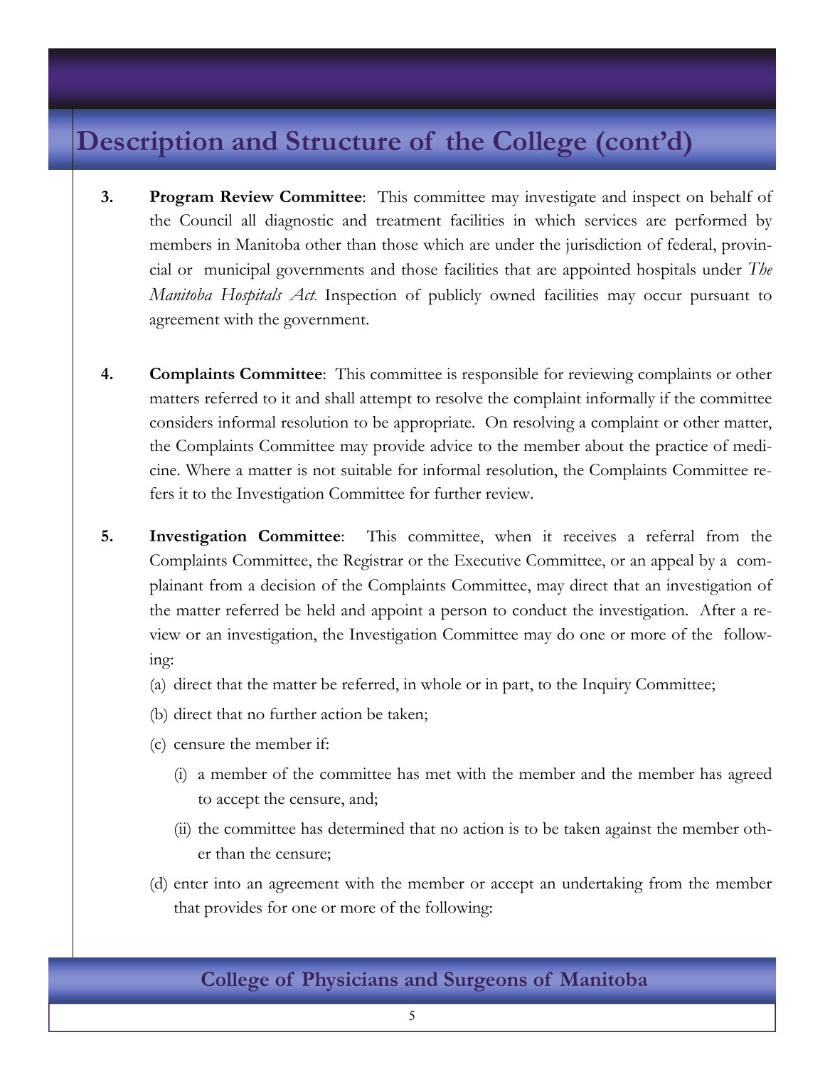# Description and Structure of the College (cont'd)

3. **Program Review Committee**: This committee may investigate and inspect on behalf of the Council all diagnostic and treatment facilities in which services are performed by members in Manitoba other than those which are under the jurisdiction of federal, provincial or municipal governments and those facilities that are appointed hospitals under *The Manitoba Hospitals Act.* Inspection of publicly owned facilities may occur pursuant to agreement with the government.

4. **Complaints Committee**: This committee is responsible for reviewing complaints or other matters referred to it and shall attempt to resolve the complaint informally if the committee considers informal resolution to be appropriate. On resolving a complaint or other matter, the Complaints Committee may provide advice to the member about the practice of medicine. Where a matter is not suitable for informal resolution, the Complaints Committee refers it to the Investigation Committee for further review.

5. **Investigation Committee**: This committee, when it receives a referral from the Complaints Committee, the Registrar or the Executive Committee, or an appeal by a complainant from a decision of the Complaints Committee, may direct that an investigation of the matter referred be held and appoint a person to conduct the investigation. After a review or an investigation, the Investigation Committee may do one or more of the following:

   (a) direct that the matter be referred, in whole or in part, to the Inquiry Committee;

   (b) direct that no further action be taken;

   (c) censure the member if:

   - (i) a member of the committee has met with the member and the member has agreed to accept the censure, and;
   - (ii) the committee has determined that no action is to be taken against the member other than the censure;

   (d) enter into an agreement with the member or accept an undertaking from the member that provides for one or more of the following: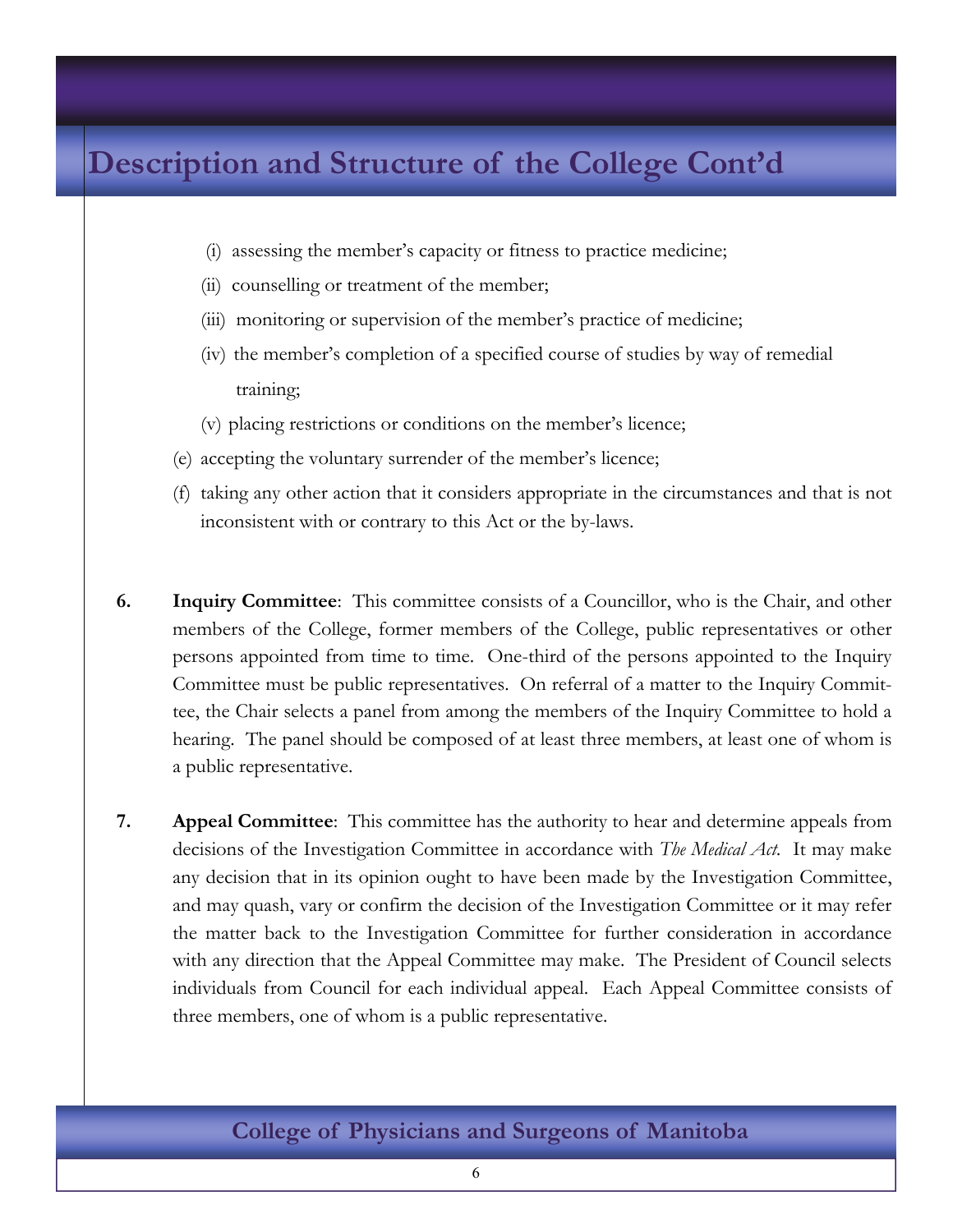# Description and Structure of the College Cont'd

- (i) assessing the member's capacity or fitness to practice medicine;
- (ii) counselling or treatment of the member;
- (iii) monitoring or supervision of the member's practice of medicine;
- (iv) the member's completion of a specified course of studies by way of remedial training;
- (v) placing restrictions or conditions on the member's licence;

(e) accepting the voluntary surrender of the member's licence;

(f) taking any other action that it considers appropriate in the circumstances and that is not inconsistent with or contrary to this Act or the by-laws.

**6.** **Inquiry Committee**: This committee consists of a Councillor, who is the Chair, and other members of the College, former members of the College, public representatives or other persons appointed from time to time. One-third of the persons appointed to the Inquiry Committee must be public representatives. On referral of a matter to the Inquiry Committee, the Chair selects a panel from among the members of the Inquiry Committee to hold a hearing. The panel should be composed of at least three members, at least one of whom is a public representative.

**7.** **Appeal Committee**: This committee has the authority to hear and determine appeals from decisions of the Investigation Committee in accordance with *The Medical Act*. It may make any decision that in its opinion ought to have been made by the Investigation Committee, and may quash, vary or confirm the decision of the Investigation Committee or it may refer the matter back to the Investigation Committee for further consideration in accordance with any direction that the Appeal Committee may make. The President of Council selects individuals from Council for each individual appeal. Each Appeal Committee consists of three members, one of whom is a public representative.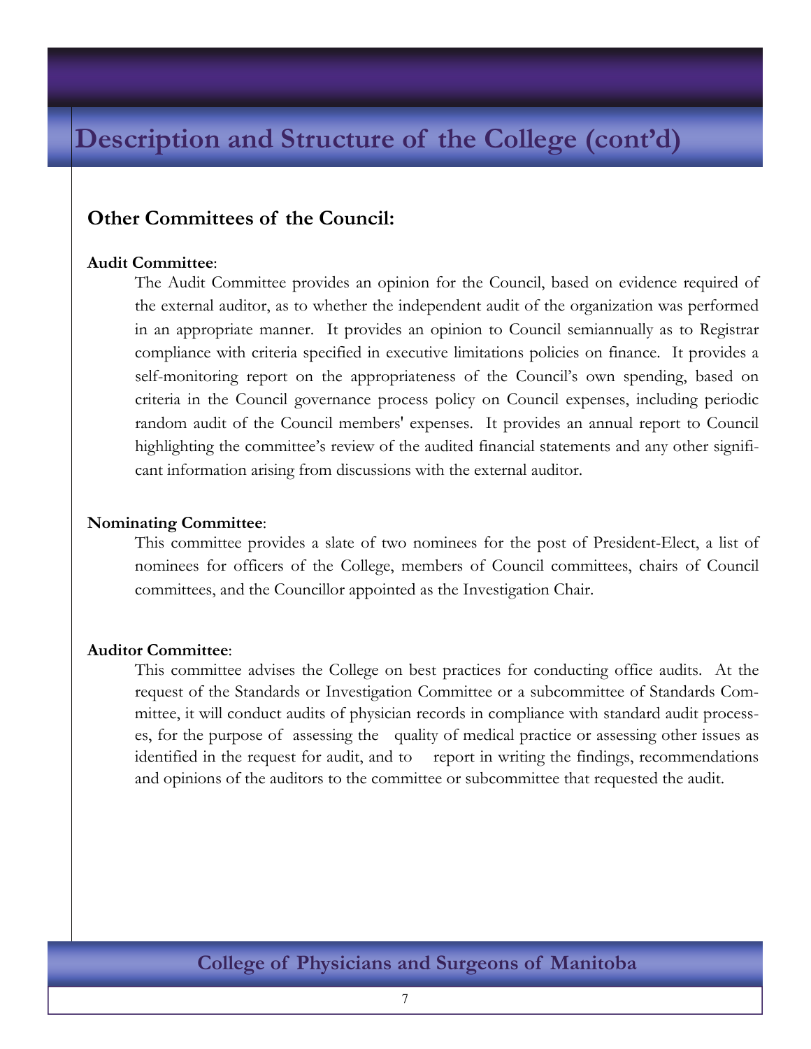# Description and Structure of the College (cont'd)

## Other Committees of the Council:

**Audit Committee**:

The Audit Committee provides an opinion for the Council, based on evidence required of the external auditor, as to whether the independent audit of the organization was performed in an appropriate manner. It provides an opinion to Council semiannually as to Registrar compliance with criteria specified in executive limitations policies on finance. It provides a self-monitoring report on the appropriateness of the Council's own spending, based on criteria in the Council governance process policy on Council expenses, including periodic random audit of the Council members' expenses. It provides an annual report to Council highlighting the committee's review of the audited financial statements and any other significant information arising from discussions with the external auditor.

**Nominating Committee**:

This committee provides a slate of two nominees for the post of President-Elect, a list of nominees for officers of the College, members of Council committees, chairs of Council committees, and the Councillor appointed as the Investigation Chair.

**Auditor Committee**:

This committee advises the College on best practices for conducting office audits. At the request of the Standards or Investigation Committee or a subcommittee of Standards Committee, it will conduct audits of physician records in compliance with standard audit processes, for the purpose of assessing the quality of medical practice or assessing other issues as identified in the request for audit, and to report in writing the findings, recommendations and opinions of the auditors to the committee or subcommittee that requested the audit.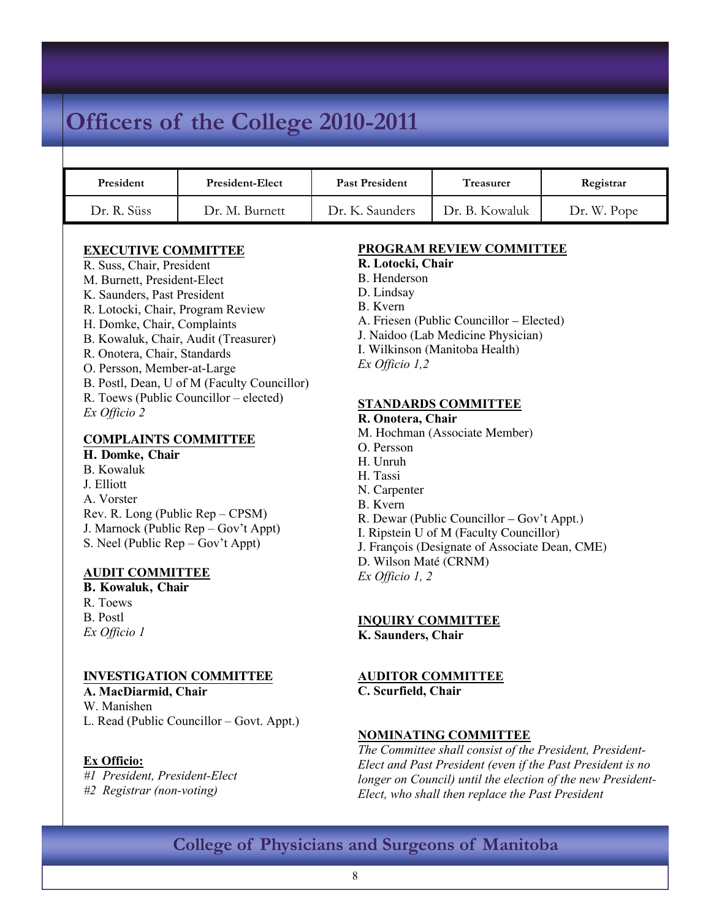# Officers of the College 2010-2011

| President | President-Elect | Past President | Treasurer | Registrar |
|---|---|---|---|---|
| Dr. R. Süss | Dr. M. Burnett | Dr. K. Saunders | Dr. B. Kowaluk | Dr. W. Pope |

**EXECUTIVE COMMITTEE**

R. Suss, Chair, President
M. Burnett, President-Elect
K. Saunders, Past President
R. Lotocki, Chair, Program Review
H. Domke, Chair, Complaints
B. Kowaluk, Chair, Audit (Treasurer)
R. Onotera, Chair, Standards
O. Persson, Member-at-Large
B. Postl, Dean, U of M (Faculty Councillor)
R. Toews (Public Councillor – elected)
*Ex Officio 2*

**COMPLAINTS COMMITTEE**

**H. Domke, Chair**
B. Kowaluk
J. Elliott
A. Vorster
Rev. R. Long (Public Rep – CPSM)
J. Marnock (Public Rep – Gov't Appt)
S. Neel (Public Rep – Gov't Appt)

**AUDIT COMMITTEE**

**B. Kowaluk, Chair**
R. Toews
B. Postl
*Ex Officio 1*

**INVESTIGATION COMMITTEE**

**A. MacDiarmid, Chair**
W. Manishen
L. Read (Public Councillor – Govt. Appt.)

**Ex Officio:**

*#1 President, President-Elect*
*#2 Registrar (non-voting)*

**PROGRAM REVIEW COMMITTEE**

**R. Lotocki, Chair**
B. Henderson
D. Lindsay
B. Kvern
A. Friesen (Public Councillor – Elected)
J. Naidoo (Lab Medicine Physician)
I. Wilkinson (Manitoba Health)
*Ex Officio 1,2*

**STANDARDS COMMITTEE**

**R. Onotera, Chair**
M. Hochman (Associate Member)
O. Persson
H. Unruh
H. Tassi
N. Carpenter
B. Kvern
R. Dewar (Public Councillor – Gov't Appt.)
I. Ripstein U of M (Faculty Councillor)
J. François (Designate of Associate Dean, CME)
D. Wilson Maté (CRNM)
*Ex Officio 1, 2*

**INQUIRY COMMITTEE**

**K. Saunders, Chair**

**AUDITOR COMMITTEE**

**C. Scurfield, Chair**

**NOMINATING COMMITTEE**

*The Committee shall consist of the President, President-Elect and Past President (even if the Past President is no longer on Council) until the election of the new President-Elect, who shall then replace the Past President*

College of Physicians and Surgeons of Manitoba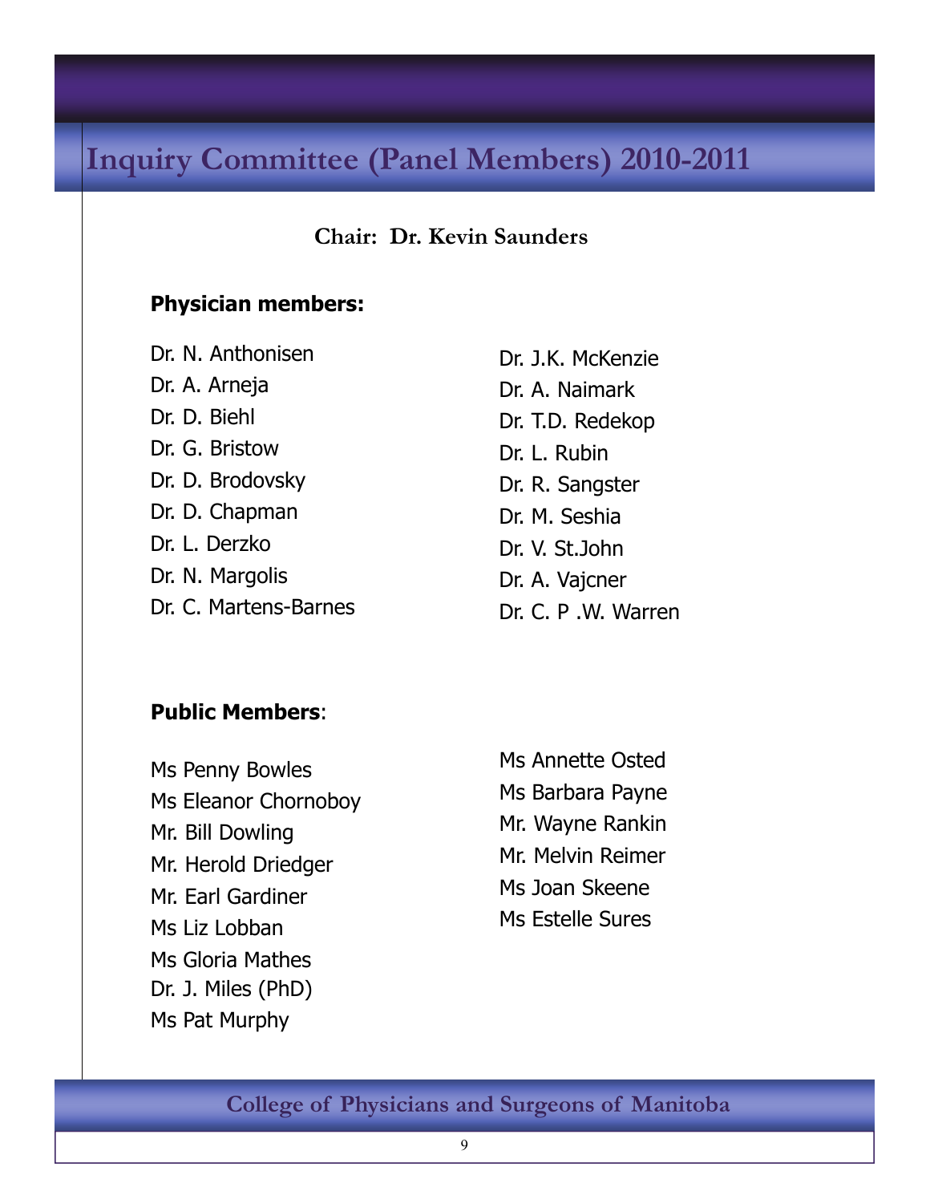# Inquiry Committee (Panel Members) 2010-2011

**Chair: Dr. Kevin Saunders**

**Physician members:**

Dr. N. Anthonisen
Dr. A. Arneja
Dr. D. Biehl
Dr. G. Bristow
Dr. D. Brodovsky
Dr. D. Chapman
Dr. L. Derzko
Dr. N. Margolis
Dr. C. Martens-Barnes
Dr. J.K. McKenzie
Dr. A. Naimark
Dr. T.D. Redekop
Dr. L. Rubin
Dr. R. Sangster
Dr. M. Seshia
Dr. V. St.John
Dr. A. Vajcner
Dr. C. P .W. Warren

**Public Members**:

Ms Penny Bowles
Ms Eleanor Chornoboy
Mr. Bill Dowling
Mr. Herold Driedger
Mr. Earl Gardiner
Ms Liz Lobban
Ms Gloria Mathes
Dr. J. Miles (PhD)
Ms Pat Murphy
Ms Annette Osted
Ms Barbara Payne
Mr. Wayne Rankin
Mr. Melvin Reimer
Ms Joan Skeene
Ms Estelle Sures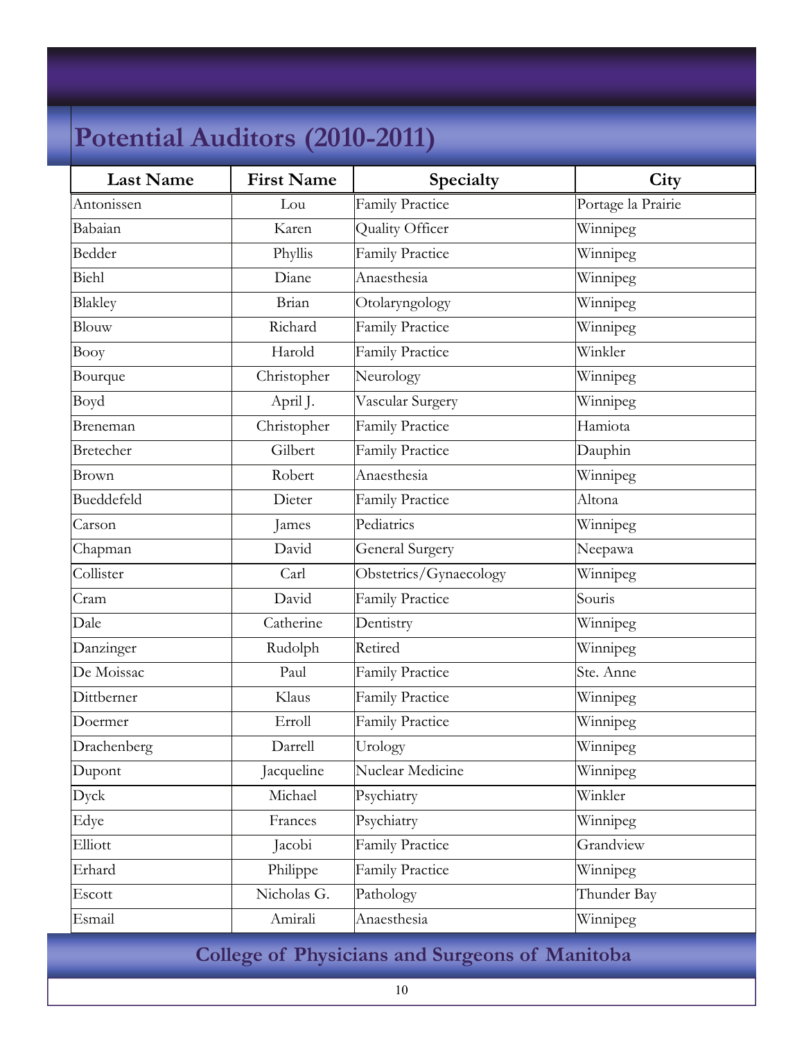# Potential Auditors (2010-2011)

| Last Name | First Name | Specialty | City |
|---|---|---|---|
| Antonissen | Lou | Family Practice | Portage la Prairie |
| Babaian | Karen | Quality Officer | Winnipeg |
| Bedder | Phyllis | Family Practice | Winnipeg |
| Biehl | Diane | Anaesthesia | Winnipeg |
| Blakley | Brian | Otolaryngology | Winnipeg |
| Blouw | Richard | Family Practice | Winnipeg |
| Booy | Harold | Family Practice | Winkler |
| Bourque | Christopher | Neurology | Winnipeg |
| Boyd | April J. | Vascular Surgery | Winnipeg |
| Breneman | Christopher | Family Practice | Hamiota |
| Bretecher | Gilbert | Family Practice | Dauphin |
| Brown | Robert | Anaesthesia | Winnipeg |
| Bueddefeld | Dieter | Family Practice | Altona |
| Carson | James | Pediatrics | Winnipeg |
| Chapman | David | General Surgery | Neepawa |
| Collister | Carl | Obstetrics/Gynaecology | Winnipeg |
| Cram | David | Family Practice | Souris |
| Dale | Catherine | Dentistry | Winnipeg |
| Danzinger | Rudolph | Retired | Winnipeg |
| De Moissac | Paul | Family Practice | Ste. Anne |
| Dittberner | Klaus | Family Practice | Winnipeg |
| Doermer | Erroll | Family Practice | Winnipeg |
| Drachenberg | Darrell | Urology | Winnipeg |
| Dupont | Jacqueline | Nuclear Medicine | Winnipeg |
| Dyck | Michael | Psychiatry | Winkler |
| Edye | Frances | Psychiatry | Winnipeg |
| Elliott | Jacobi | Family Practice | Grandview |
| Erhard | Philippe | Family Practice | Winnipeg |
| Escott | Nicholas G. | Pathology | Thunder Bay |
| Esmail | Amirali | Anaesthesia | Winnipeg |

College of Physicians and Surgeons of Manitoba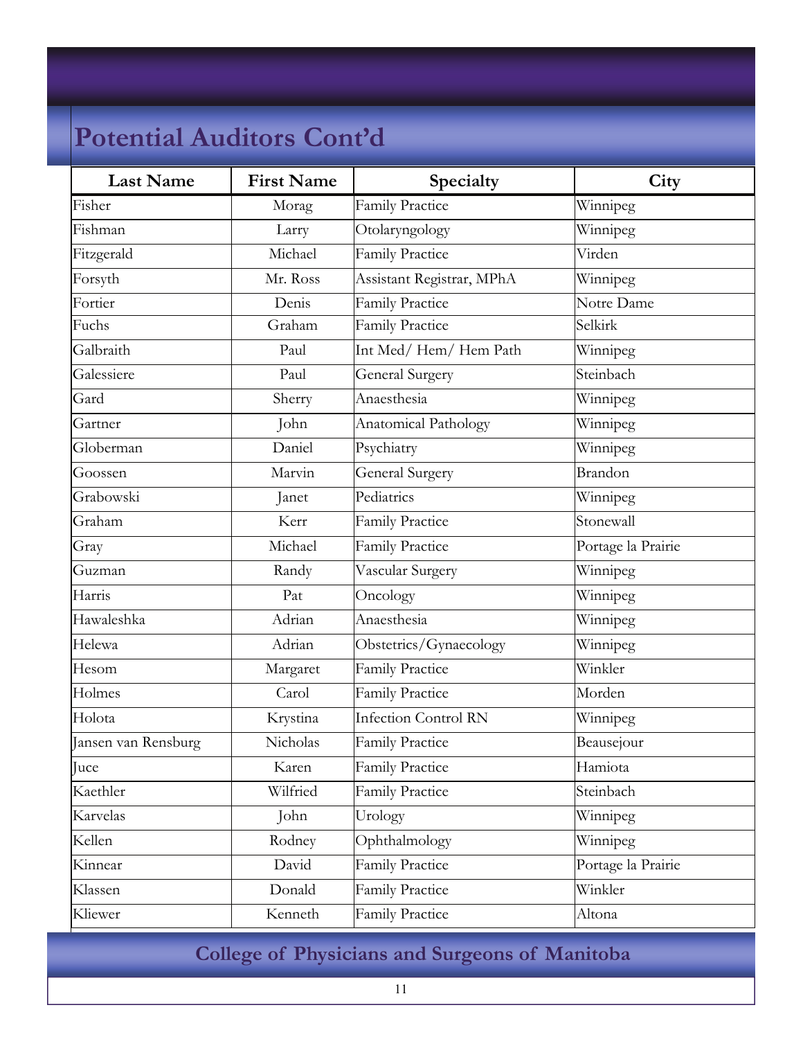# Potential Auditors Cont'd

| Last Name | First Name | Specialty | City |
|---|---|---|---|
| Fisher | Morag | Family Practice | Winnipeg |
| Fishman | Larry | Otolaryngology | Winnipeg |
| Fitzgerald | Michael | Family Practice | Virden |
| Forsyth | Mr. Ross | Assistant Registrar, MPhA | Winnipeg |
| Fortier | Denis | Family Practice | Notre Dame |
| Fuchs | Graham | Family Practice | Selkirk |
| Galbraith | Paul | Int Med/ Hem/ Hem Path | Winnipeg |
| Galessiere | Paul | General Surgery | Steinbach |
| Gard | Sherry | Anaesthesia | Winnipeg |
| Gartner | John | Anatomical Pathology | Winnipeg |
| Globerman | Daniel | Psychiatry | Winnipeg |
| Goossen | Marvin | General Surgery | Brandon |
| Grabowski | Janet | Pediatrics | Winnipeg |
| Graham | Kerr | Family Practice | Stonewall |
| Gray | Michael | Family Practice | Portage la Prairie |
| Guzman | Randy | Vascular Surgery | Winnipeg |
| Harris | Pat | Oncology | Winnipeg |
| Hawaleshka | Adrian | Anaesthesia | Winnipeg |
| Helewa | Adrian | Obstetrics/Gynaecology | Winnipeg |
| Hesom | Margaret | Family Practice | Winkler |
| Holmes | Carol | Family Practice | Morden |
| Holota | Krystina | Infection Control RN | Winnipeg |
| Jansen van Rensburg | Nicholas | Family Practice | Beausejour |
| Juce | Karen | Family Practice | Hamiota |
| Kaethler | Wilfried | Family Practice | Steinbach |
| Karvelas | John | Urology | Winnipeg |
| Kellen | Rodney | Ophthalmology | Winnipeg |
| Kinnear | David | Family Practice | Portage la Prairie |
| Klassen | Donald | Family Practice | Winkler |
| Kliewer | Kenneth | Family Practice | Altona |

College of Physicians and Surgeons of Manitoba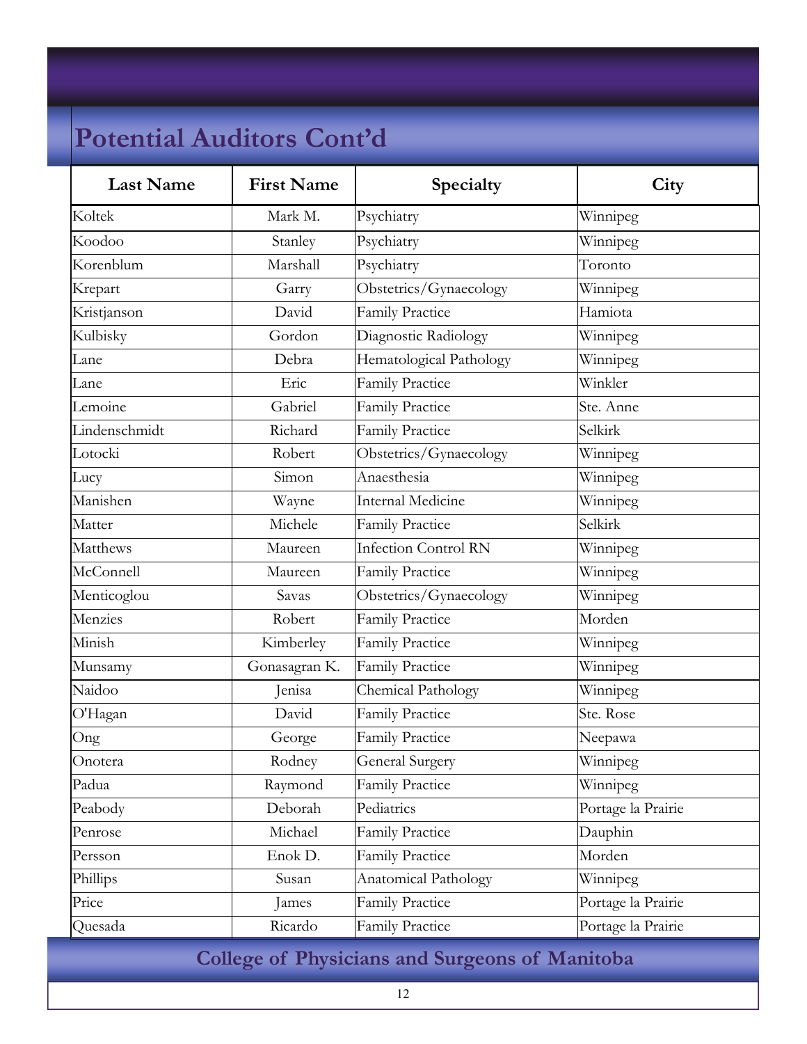# Potential Auditors Cont'd

| Last Name | First Name | Specialty | City |
|---|---|---|---|
| Koltek | Mark M. | Psychiatry | Winnipeg |
| Koodoo | Stanley | Psychiatry | Winnipeg |
| Korenblum | Marshall | Psychiatry | Toronto |
| Krepart | Garry | Obstetrics/Gynaecology | Winnipeg |
| Kristjanson | David | Family Practice | Hamiota |
| Kulbisky | Gordon | Diagnostic Radiology | Winnipeg |
| Lane | Debra | Hematological Pathology | Winnipeg |
| Lane | Eric | Family Practice | Winkler |
| Lemoine | Gabriel | Family Practice | Ste. Anne |
| Lindenschmidt | Richard | Family Practice | Selkirk |
| Lotocki | Robert | Obstetrics/Gynaecology | Winnipeg |
| Lucy | Simon | Anaesthesia | Winnipeg |
| Manishen | Wayne | Internal Medicine | Winnipeg |
| Matter | Michele | Family Practice | Selkirk |
| Matthews | Maureen | Infection Control RN | Winnipeg |
| McConnell | Maureen | Family Practice | Winnipeg |
| Menticoglou | Savas | Obstetrics/Gynaecology | Winnipeg |
| Menzies | Robert | Family Practice | Morden |
| Minish | Kimberley | Family Practice | Winnipeg |
| Munsamy | Gonasagran K. | Family Practice | Winnipeg |
| Naidoo | Jenisa | Chemical Pathology | Winnipeg |
| O'Hagan | David | Family Practice | Ste. Rose |
| Ong | George | Family Practice | Neepawa |
| Onotera | Rodney | General Surgery | Winnipeg |
| Padua | Raymond | Family Practice | Winnipeg |
| Peabody | Deborah | Pediatrics | Portage la Prairie |
| Penrose | Michael | Family Practice | Dauphin |
| Persson | Enok D. | Family Practice | Morden |
| Phillips | Susan | Anatomical Pathology | Winnipeg |
| Price | James | Family Practice | Portage la Prairie |
| Quesada | Ricardo | Family Practice | Portage la Prairie |

College of Physicians and Surgeons of Manitoba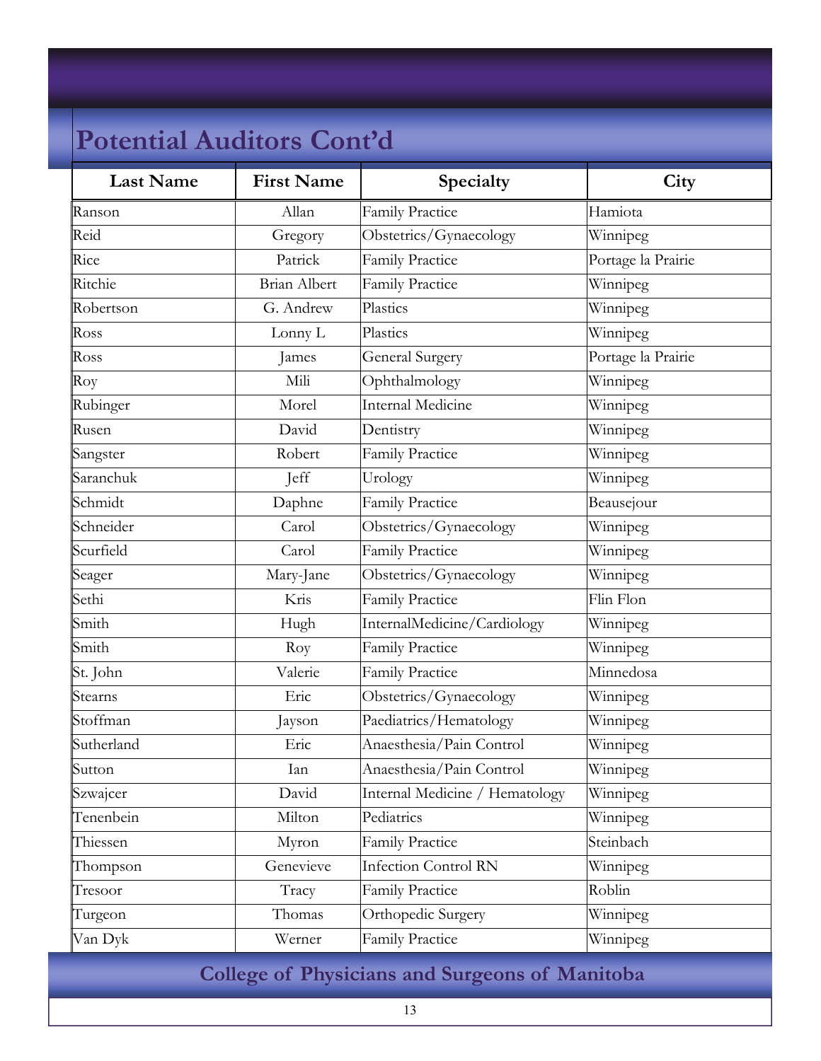## Potential Auditors Cont'd

| Last Name | First Name | Specialty | City |
|---|---|---|---|
| Ranson | Allan | Family Practice | Hamiota |
| Reid | Gregory | Obstetrics/Gynaecology | Winnipeg |
| Rice | Patrick | Family Practice | Portage la Prairie |
| Ritchie | Brian Albert | Family Practice | Winnipeg |
| Robertson | G. Andrew | Plastics | Winnipeg |
| Ross | Lonny L | Plastics | Winnipeg |
| Ross | James | General Surgery | Portage la Prairie |
| Roy | Mili | Ophthalmology | Winnipeg |
| Rubinger | Morel | Internal Medicine | Winnipeg |
| Rusen | David | Dentistry | Winnipeg |
| Sangster | Robert | Family Practice | Winnipeg |
| Saranchuk | Jeff | Urology | Winnipeg |
| Schmidt | Daphne | Family Practice | Beausejour |
| Schneider | Carol | Obstetrics/Gynaecology | Winnipeg |
| Scurfield | Carol | Family Practice | Winnipeg |
| Seager | Mary-Jane | Obstetrics/Gynaecology | Winnipeg |
| Sethi | Kris | Family Practice | Flin Flon |
| Smith | Hugh | InternalMedicine/Cardiology | Winnipeg |
| Smith | Roy | Family Practice | Winnipeg |
| St. John | Valerie | Family Practice | Minnedosa |
| Stearns | Eric | Obstetrics/Gynaecology | Winnipeg |
| Stoffman | Jayson | Paediatrics/Hematology | Winnipeg |
| Sutherland | Eric | Anaesthesia/Pain Control | Winnipeg |
| Sutton | Ian | Anaesthesia/Pain Control | Winnipeg |
| Szwajcer | David | Internal Medicine / Hematology | Winnipeg |
| Tenenbein | Milton | Pediatrics | Winnipeg |
| Thiessen | Myron | Family Practice | Steinbach |
| Thompson | Genevieve | Infection Control RN | Winnipeg |
| Tresoor | Tracy | Family Practice | Roblin |
| Turgeon | Thomas | Orthopedic Surgery | Winnipeg |
| Van Dyk | Werner | Family Practice | Winnipeg |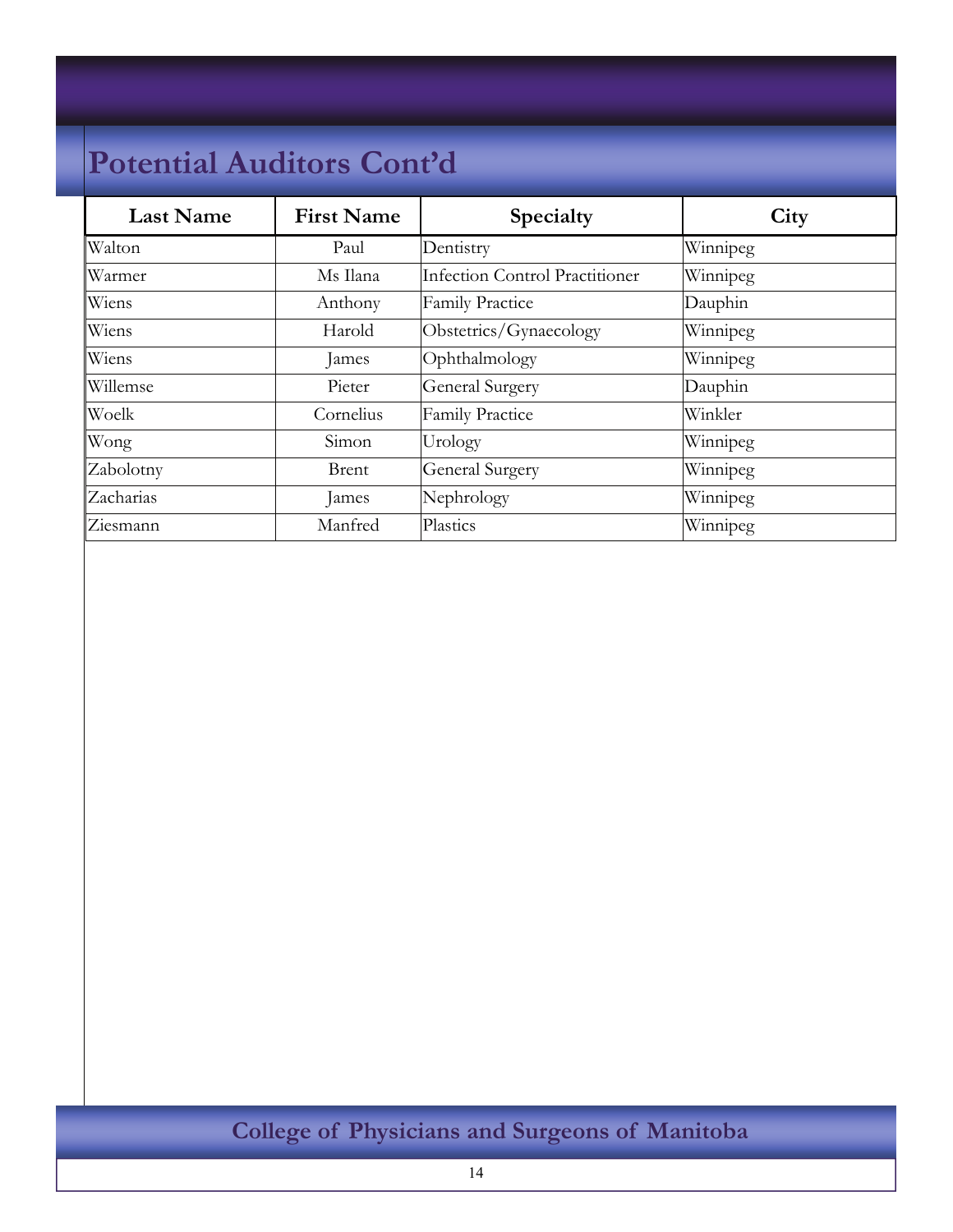# Potential Auditors Cont'd

| Last Name | First Name | Specialty | City |
|---|---|---|---|
| Walton | Paul | Dentistry | Winnipeg |
| Warmer | Ms Ilana | Infection Control Practitioner | Winnipeg |
| Wiens | Anthony | Family Practice | Dauphin |
| Wiens | Harold | Obstetrics/Gynaecology | Winnipeg |
| Wiens | James | Ophthalmology | Winnipeg |
| Willemse | Pieter | General Surgery | Dauphin |
| Woelk | Cornelius | Family Practice | Winkler |
| Wong | Simon | Urology | Winnipeg |
| Zabolotny | Brent | General Surgery | Winnipeg |
| Zacharias | James | Nephrology | Winnipeg |
| Ziesmann | Manfred | Plastics | Winnipeg |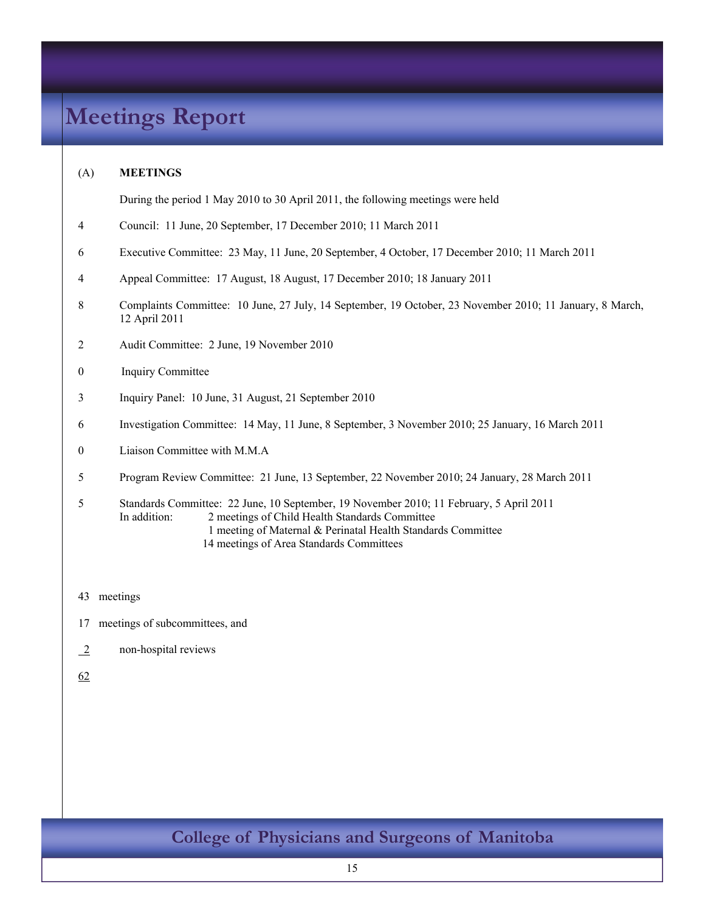# Meetings Report

(A) **MEETINGS**

During the period 1 May 2010 to 30 April 2011, the following meetings were held

| | |
|---|---|
| 4 | Council: 11 June, 20 September, 17 December 2010; 11 March 2011 |
| 6 | Executive Committee: 23 May, 11 June, 20 September, 4 October, 17 December 2010; 11 March 2011 |
| 4 | Appeal Committee: 17 August, 18 August, 17 December 2010; 18 January 2011 |
| 8 | Complaints Committee: 10 June, 27 July, 14 September, 19 October, 23 November 2010; 11 January, 8 March, 12 April 2011 |
| 2 | Audit Committee: 2 June, 19 November 2010 |
| 0 | Inquiry Committee |
| 3 | Inquiry Panel: 10 June, 31 August, 21 September 2010 |
| 6 | Investigation Committee: 14 May, 11 June, 8 September, 3 November 2010; 25 January, 16 March 2011 |
| 0 | Liaison Committee with M.M.A |
| 5 | Program Review Committee: 21 June, 13 September, 22 November 2010; 24 January, 28 March 2011 |
| 5 | Standards Committee: 22 June, 10 September, 19 November 2010; 11 February, 5 April 2011 |

In addition:
- 2 meetings of Child Health Standards Committee
- 1 meeting of Maternal & Perinatal Health Standards Committee
- 14 meetings of Area Standards Committees

43 meetings

17 meetings of subcommittees, and

2 non-hospital reviews

62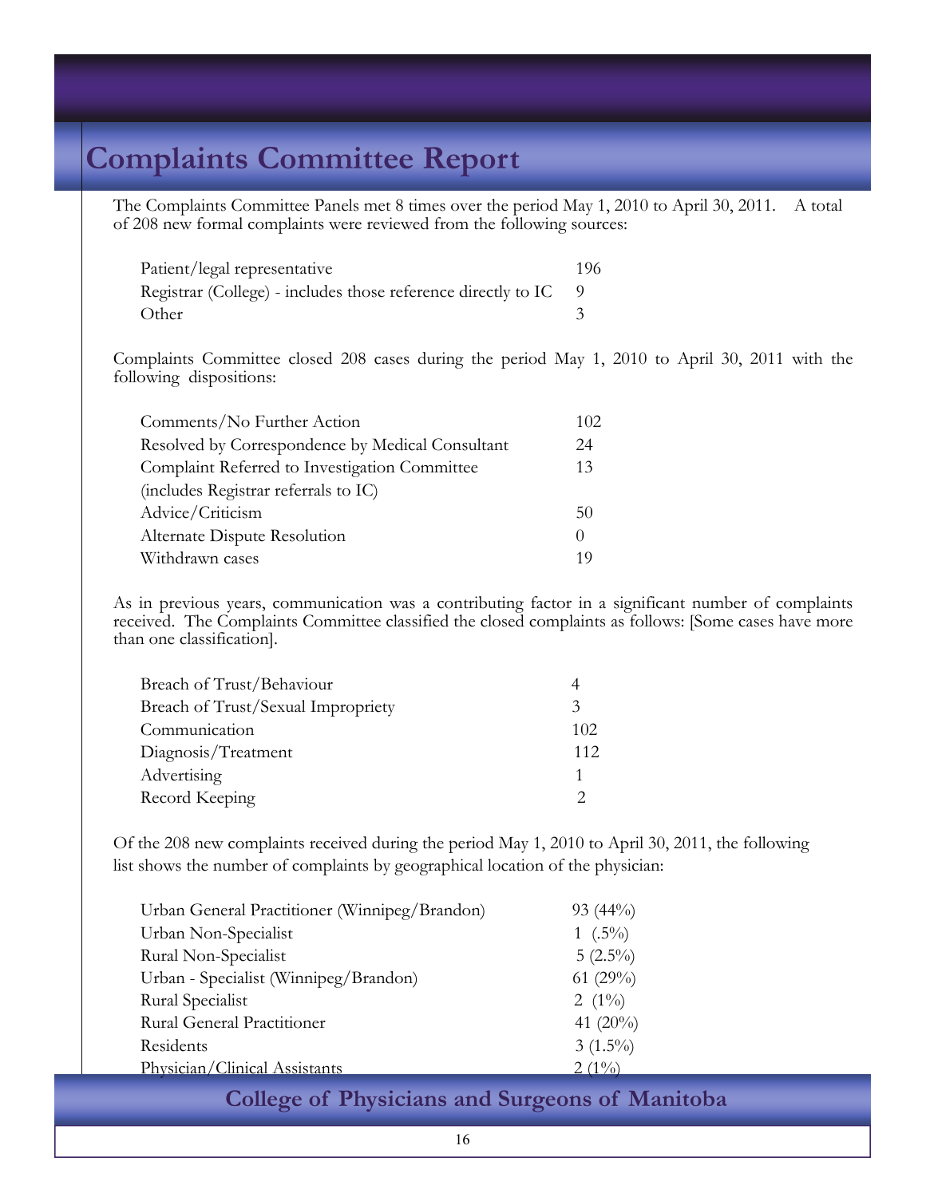# Complaints Committee Report

The Complaints Committee Panels met 8 times over the period May 1, 2010 to April 30, 2011. A total of 208 new formal complaints were reviewed from the following sources:

| | |
|---|---|
| Patient/legal representative | 196 |
| Registrar (College) - includes those reference directly to IC | 9 |
| Other | 3 |

Complaints Committee closed 208 cases during the period May 1, 2010 to April 30, 2011 with the following dispositions:

| | |
|---|---|
| Comments/No Further Action | 102 |
| Resolved by Correspondence by Medical Consultant | 24 |
| Complaint Referred to Investigation Committee (includes Registrar referrals to IC) | 13 |
| Advice/Criticism | 50 |
| Alternate Dispute Resolution | 0 |
| Withdrawn cases | 19 |

As in previous years, communication was a contributing factor in a significant number of complaints received. The Complaints Committee classified the closed complaints as follows: [Some cases have more than one classification].

| | |
|---|---|
| Breach of Trust/Behaviour | 4 |
| Breach of Trust/Sexual Impropriety | 3 |
| Communication | 102 |
| Diagnosis/Treatment | 112 |
| Advertising | 1 |
| Record Keeping | 2 |

Of the 208 new complaints received during the period May 1, 2010 to April 30, 2011, the following list shows the number of complaints by geographical location of the physician:

| | |
|---|---|
| Urban General Practitioner (Winnipeg/Brandon) | 93 (44%) |
| Urban Non-Specialist | 1 (.5%) |
| Rural Non-Specialist | 5 (2.5%) |
| Urban - Specialist (Winnipeg/Brandon) | 61 (29%) |
| Rural Specialist | 2 (1%) |
| Rural General Practitioner | 41 (20%) |
| Residents | 3 (1.5%) |
| Physician/Clinical Assistants | 2 (1%) |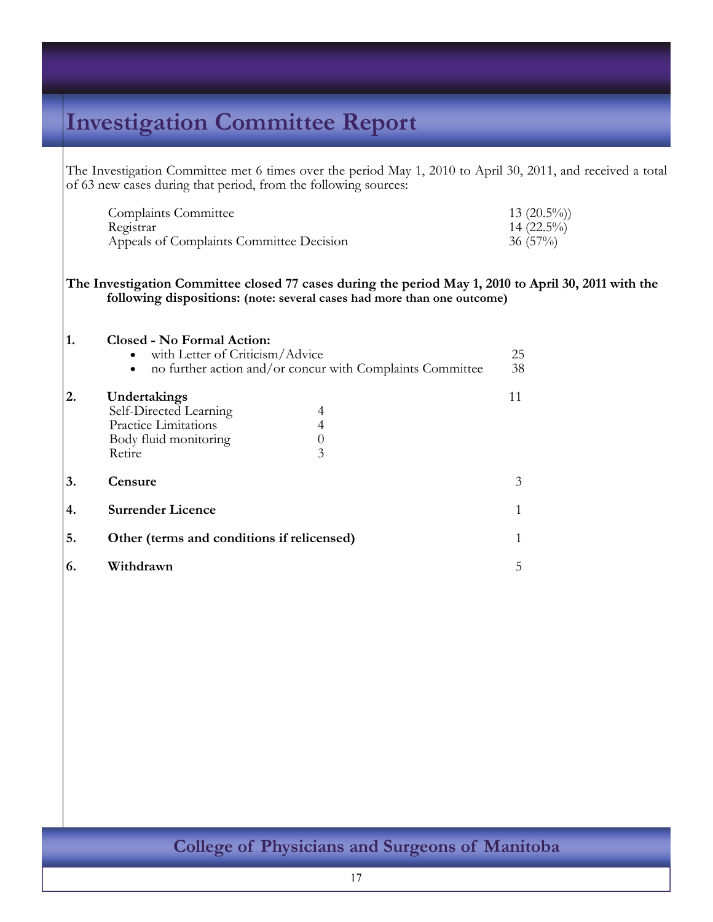# Investigation Committee Report

The Investigation Committee met 6 times over the period May 1, 2010 to April 30, 2011, and received a total of 63 new cases during that period, from the following sources:

| Source | Cases |
|---|---|
| Complaints Committee | 13 (20.5%)) |
| Registrar | 14 (22.5%) |
| Appeals of Complaints Committee Decision | 36 (57%) |

**The Investigation Committee closed 77 cases during the period May 1, 2010 to April 30, 2011 with the following dispositions: (note: several cases had more than one outcome)**

**1. Closed - No Formal Action:**

- with Letter of Criticism/Advice — 25
- no further action and/or concur with Complaints Committee — 38

**2. Undertakings** — 11

| Undertaking | Count |
|---|---|
| Self-Directed Learning | 4 |
| Practice Limitations | 4 |
| Body fluid monitoring | 0 |
| Retire | 3 |

**3. Censure** — 3

**4. Surrender Licence** — 1

**5. Other (terms and conditions if relicensed)** — 1

**6. Withdrawn** — 5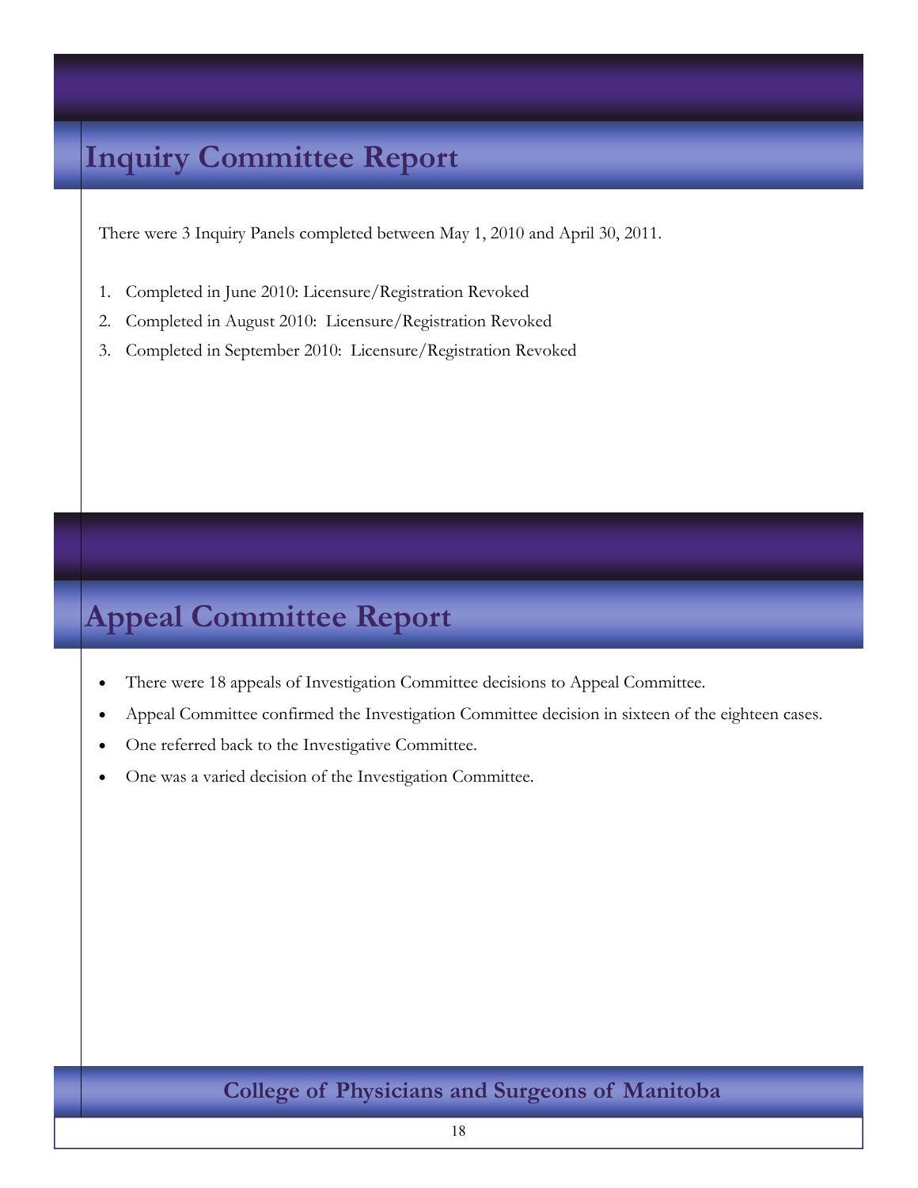## Inquiry Committee Report

There were 3 Inquiry Panels completed between May 1, 2010 and April 30, 2011.

1. Completed in June 2010: Licensure/Registration Revoked
2. Completed in August 2010: Licensure/Registration Revoked
3. Completed in September 2010: Licensure/Registration Revoked

## Appeal Committee Report

- There were 18 appeals of Investigation Committee decisions to Appeal Committee.
- Appeal Committee confirmed the Investigation Committee decision in sixteen of the eighteen cases.
- One referred back to the Investigative Committee.
- One was a varied decision of the Investigation Committee.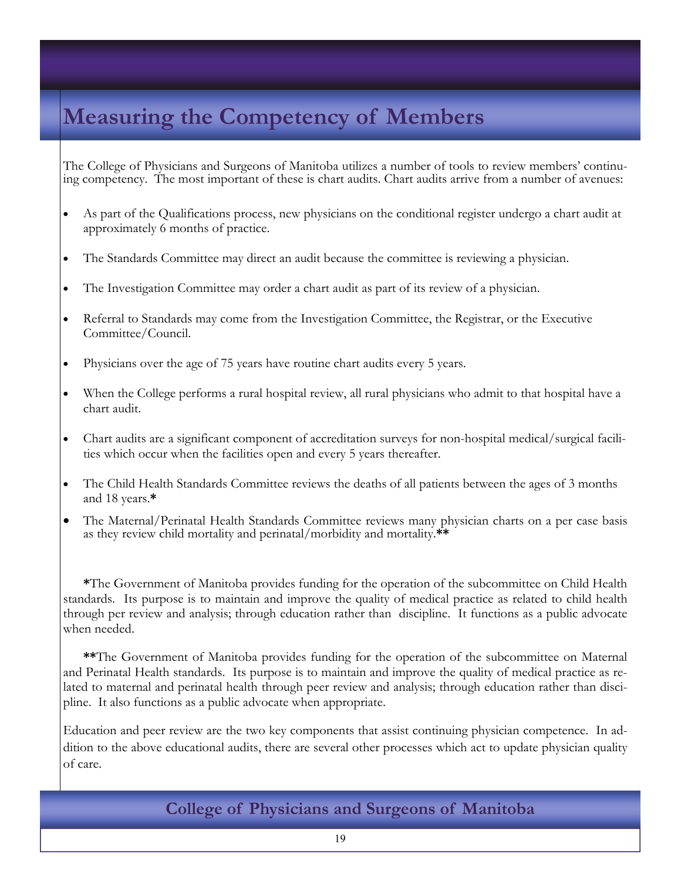# Measuring the Competency of Members

The College of Physicians and Surgeons of Manitoba utilizes a number of tools to review members' continuing competency. The most important of these is chart audits. Chart audits arrive from a number of avenues:

- As part of the Qualifications process, new physicians on the conditional register undergo a chart audit at approximately 6 months of practice.
- The Standards Committee may direct an audit because the committee is reviewing a physician.
- The Investigation Committee may order a chart audit as part of its review of a physician.
- Referral to Standards may come from the Investigation Committee, the Registrar, or the Executive Committee/Council.
- Physicians over the age of 75 years have routine chart audits every 5 years.
- When the College performs a rural hospital review, all rural physicians who admit to that hospital have a chart audit.
- Chart audits are a significant component of accreditation surveys for non-hospital medical/surgical facilities which occur when the facilities open and every 5 years thereafter.
- The Child Health Standards Committee reviews the deaths of all patients between the ages of 3 months and 18 years.**\***
- The Maternal/Perinatal Health Standards Committee reviews many physician charts on a per case basis as they review child mortality and perinatal/morbidity and mortality.**\*\***

**\***The Government of Manitoba provides funding for the operation of the subcommittee on Child Health standards. Its purpose is to maintain and improve the quality of medical practice as related to child health through per review and analysis; through education rather than discipline. It functions as a public advocate when needed.

**\*\***The Government of Manitoba provides funding for the operation of the subcommittee on Maternal and Perinatal Health standards. Its purpose is to maintain and improve the quality of medical practice as related to maternal and perinatal health through peer review and analysis; through education rather than discipline. It also functions as a public advocate when appropriate.

Education and peer review are the two key components that assist continuing physician competence. In addition to the above educational audits, there are several other processes which act to update physician quality of care.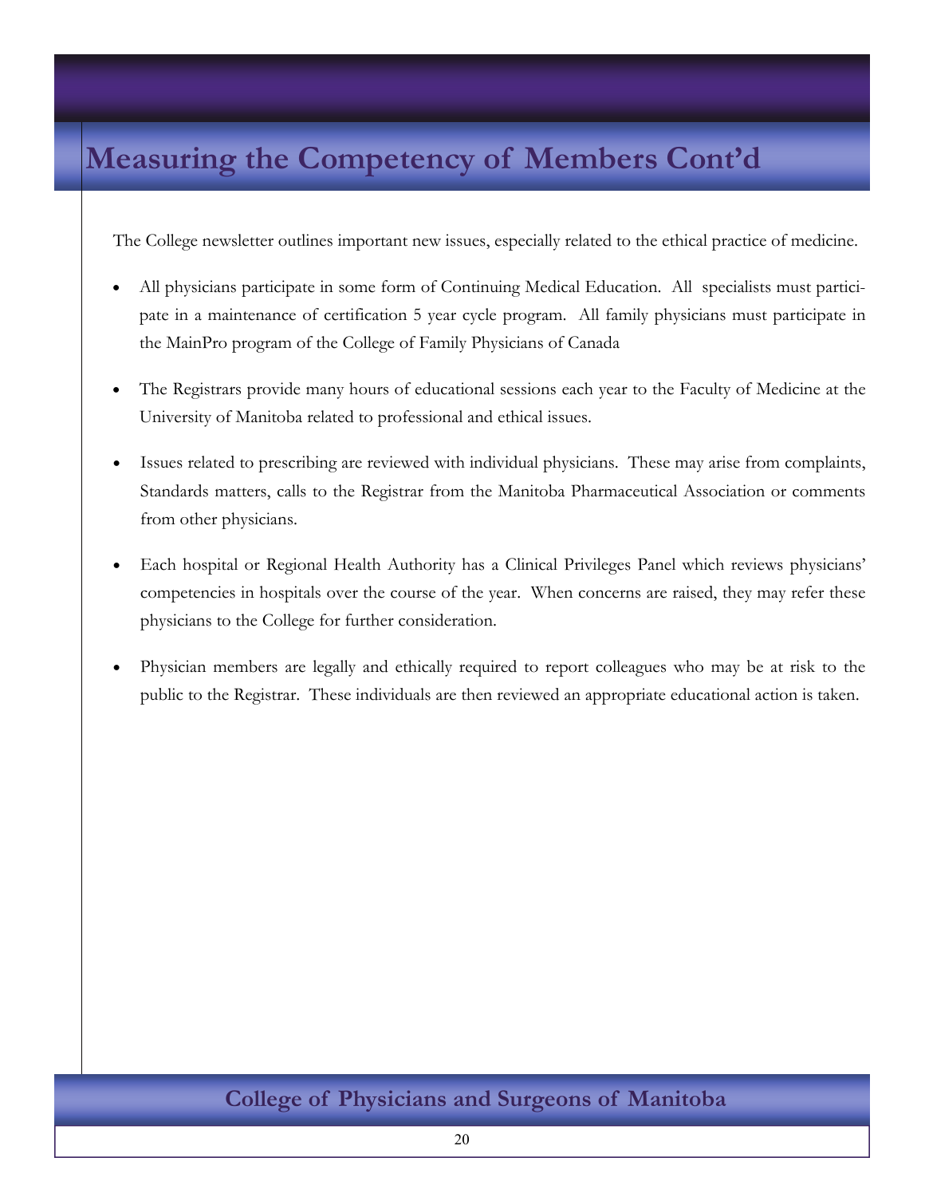# Measuring the Competency of Members Cont'd

The College newsletter outlines important new issues, especially related to the ethical practice of medicine.

- All physicians participate in some form of Continuing Medical Education. All specialists must participate in a maintenance of certification 5 year cycle program. All family physicians must participate in the MainPro program of the College of Family Physicians of Canada

- The Registrars provide many hours of educational sessions each year to the Faculty of Medicine at the University of Manitoba related to professional and ethical issues.

- Issues related to prescribing are reviewed with individual physicians. These may arise from complaints, Standards matters, calls to the Registrar from the Manitoba Pharmaceutical Association or comments from other physicians.

- Each hospital or Regional Health Authority has a Clinical Privileges Panel which reviews physicians' competencies in hospitals over the course of the year. When concerns are raised, they may refer these physicians to the College for further consideration.

- Physician members are legally and ethically required to report colleagues who may be at risk to the public to the Registrar. These individuals are then reviewed an appropriate educational action is taken.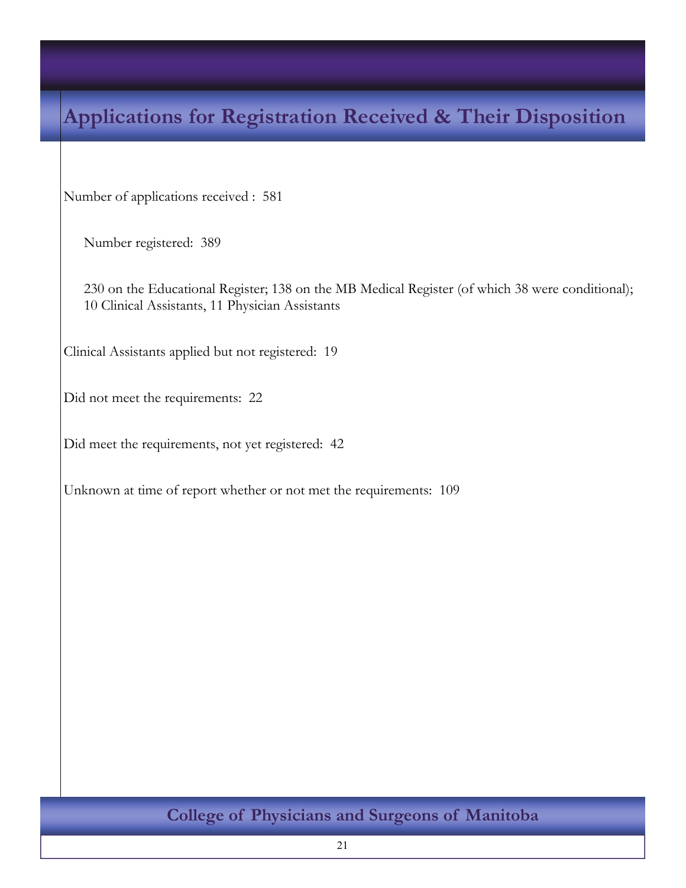# Applications for Registration Received & Their Disposition

Number of applications received : 581

Number registered: 389

230 on the Educational Register; 138 on the MB Medical Register (of which 38 were conditional); 10 Clinical Assistants, 11 Physician Assistants

Clinical Assistants applied but not registered: 19

Did not meet the requirements: 22

Did meet the requirements, not yet registered: 42

Unknown at time of report whether or not met the requirements: 109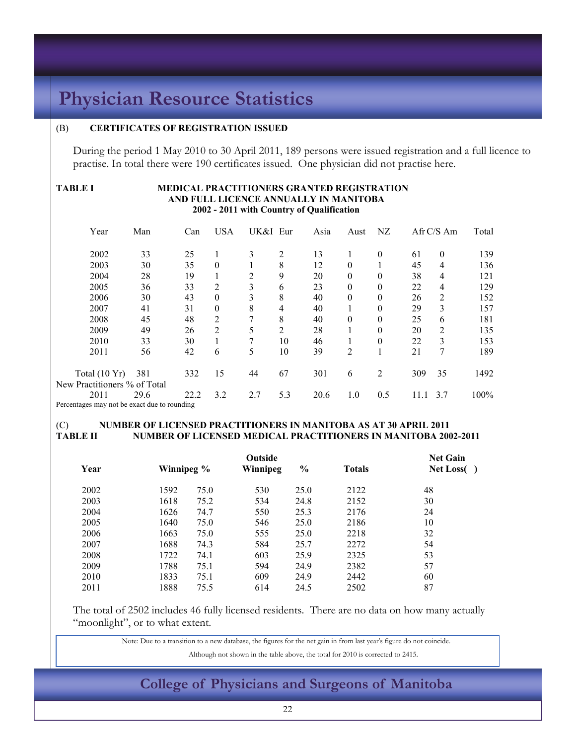# Physician Resource Statistics

## (B) CERTIFICATES OF REGISTRATION ISSUED

During the period 1 May 2010 to 30 April 2011, 189 persons were issued registration and a full licence to practise. In total there were 190 certificates issued. One physician did not practise here.

**TABLE I — MEDICAL PRACTITIONERS GRANTED REGISTRATION AND FULL LICENCE ANNUALLY IN MANITOBA 2002 - 2011 with Country of Qualification**

| Year | Man | Can | USA | UK&I | Eur | Asia | Aust | NZ | Afr | C/S Am | Total |
|---|---|---|---|---|---|---|---|---|---|---|---|
| 2002 | 33 | 25 | 1 | 3 | 2 | 13 | 1 | 0 | 61 | 0 | 139 |
| 2003 | 30 | 35 | 0 | 1 | 8 | 12 | 0 | 1 | 45 | 4 | 136 |
| 2004 | 28 | 19 | 1 | 2 | 9 | 20 | 0 | 0 | 38 | 4 | 121 |
| 2005 | 36 | 33 | 2 | 3 | 6 | 23 | 0 | 0 | 22 | 4 | 129 |
| 2006 | 30 | 43 | 0 | 3 | 8 | 40 | 0 | 0 | 26 | 2 | 152 |
| 2007 | 41 | 31 | 0 | 8 | 4 | 40 | 1 | 0 | 29 | 3 | 157 |
| 2008 | 45 | 48 | 2 | 7 | 8 | 40 | 0 | 0 | 25 | 6 | 181 |
| 2009 | 49 | 26 | 2 | 5 | 2 | 28 | 1 | 0 | 20 | 2 | 135 |
| 2010 | 33 | 30 | 1 | 7 | 10 | 46 | 1 | 0 | 22 | 3 | 153 |
| 2011 | 56 | 42 | 6 | 5 | 10 | 39 | 2 | 1 | 21 | 7 | 189 |
| Total (10 Yr) | 381 | 332 | 15 | 44 | 67 | 301 | 6 | 2 | 309 | 35 | 1492 |
| **New Practitioners % of Total** | | | | | | | | | | | |
| 2011 | 29.6 | 22.2 | 3.2 | 2.7 | 5.3 | 20.6 | 1.0 | 0.5 | 11.1 | 3.7 | 100% |

Percentages may not be exact due to rounding

## (C) NUMBER OF LICENSED PRACTITIONERS IN MANITOBA AS AT 30 APRIL 2011

**TABLE II — NUMBER OF LICENSED MEDICAL PRACTITIONERS IN MANITOBA 2002-2011**

| Year | Winnipeg | % | Outside Winnipeg | % | Totals | Net Gain Net Loss( ) |
|---|---|---|---|---|---|---|
| 2002 | 1592 | 75.0 | 530 | 25.0 | 2122 | 48 |
| 2003 | 1618 | 75.2 | 534 | 24.8 | 2152 | 30 |
| 2004 | 1626 | 74.7 | 550 | 25.3 | 2176 | 24 |
| 2005 | 1640 | 75.0 | 546 | 25.0 | 2186 | 10 |
| 2006 | 1663 | 75.0 | 555 | 25.0 | 2218 | 32 |
| 2007 | 1688 | 74.3 | 584 | 25.7 | 2272 | 54 |
| 2008 | 1722 | 74.1 | 603 | 25.9 | 2325 | 53 |
| 2009 | 1788 | 75.1 | 594 | 24.9 | 2382 | 57 |
| 2010 | 1833 | 75.1 | 609 | 24.9 | 2442 | 60 |
| 2011 | 1888 | 75.5 | 614 | 24.5 | 2502 | 87 |

The total of 2502 includes 46 fully licensed residents. There are no data on how many actually "moonlight", or to what extent.

Note: Due to a transition to a new database, the figures for the net gain in from last year's figure do not coincide.

Although not shown in the table above, the total for 2010 is corrected to 2415.

College of Physicians and Surgeons of Manitoba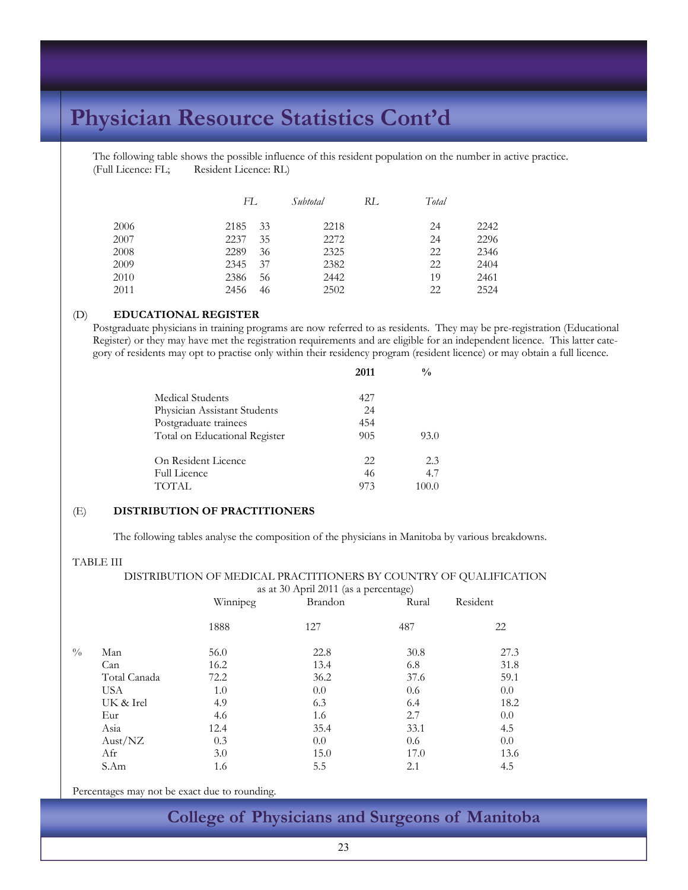# Physician Resource Statistics Cont'd

The following table shows the possible influence of this resident population on the number in active practice.
(Full Licence: FL; Resident Licence: RL)

| | *FL* | | *Subtotal* | *RL* | *Total* |
|---|---|---|---|---|---|
| 2006 | 2185 | 33 | 2218 | 24 | 2242 |
| 2007 | 2237 | 35 | 2272 | 24 | 2296 |
| 2008 | 2289 | 36 | 2325 | 22 | 2346 |
| 2009 | 2345 | 37 | 2382 | 22 | 2404 |
| 2010 | 2386 | 56 | 2442 | 19 | 2461 |
| 2011 | 2456 | 46 | 2502 | 22 | 2524 |

(D) **EDUCATIONAL REGISTER**

Postgraduate physicians in training programs are now referred to as residents. They may be pre-registration (Educational Register) or they may have met the registration requirements and are eligible for an independent licence. This latter category of residents may opt to practise only within their residency program (resident licence) or may obtain a full licence.

| | **2011** | **%** |
|---|---|---|
| Medical Students | 427 | |
| Physician Assistant Students | 24 | |
| Postgraduate trainees | 454 | |
| Total on Educational Register | 905 | 93.0 |
| On Resident Licence | 22 | 2.3 |
| Full Licence | 46 | 4.7 |
| TOTAL | 973 | 100.0 |

(E) **DISTRIBUTION OF PRACTITIONERS**

The following tables analyse the composition of the physicians in Manitoba by various breakdowns.

TABLE III

DISTRIBUTION OF MEDICAL PRACTITIONERS BY COUNTRY OF QUALIFICATION
as at 30 April 2011 (as a percentage)

| | | Winnipeg | Brandon | Rural | Resident |
|---|---|---|---|---|---|
| | | 1888 | 127 | 487 | 22 |
| % | Man | 56.0 | 22.8 | 30.8 | 27.3 |
| | Can | 16.2 | 13.4 | 6.8 | 31.8 |
| | Total Canada | 72.2 | 36.2 | 37.6 | 59.1 |
| | USA | 1.0 | 0.0 | 0.6 | 0.0 |
| | UK & Irel | 4.9 | 6.3 | 6.4 | 18.2 |
| | Eur | 4.6 | 1.6 | 2.7 | 0.0 |
| | Asia | 12.4 | 35.4 | 33.1 | 4.5 |
| | Aust/NZ | 0.3 | 0.0 | 0.6 | 0.0 |
| | Afr | 3.0 | 15.0 | 17.0 | 13.6 |
| | S.Am | 1.6 | 5.5 | 2.1 | 4.5 |

Percentages may not be exact due to rounding.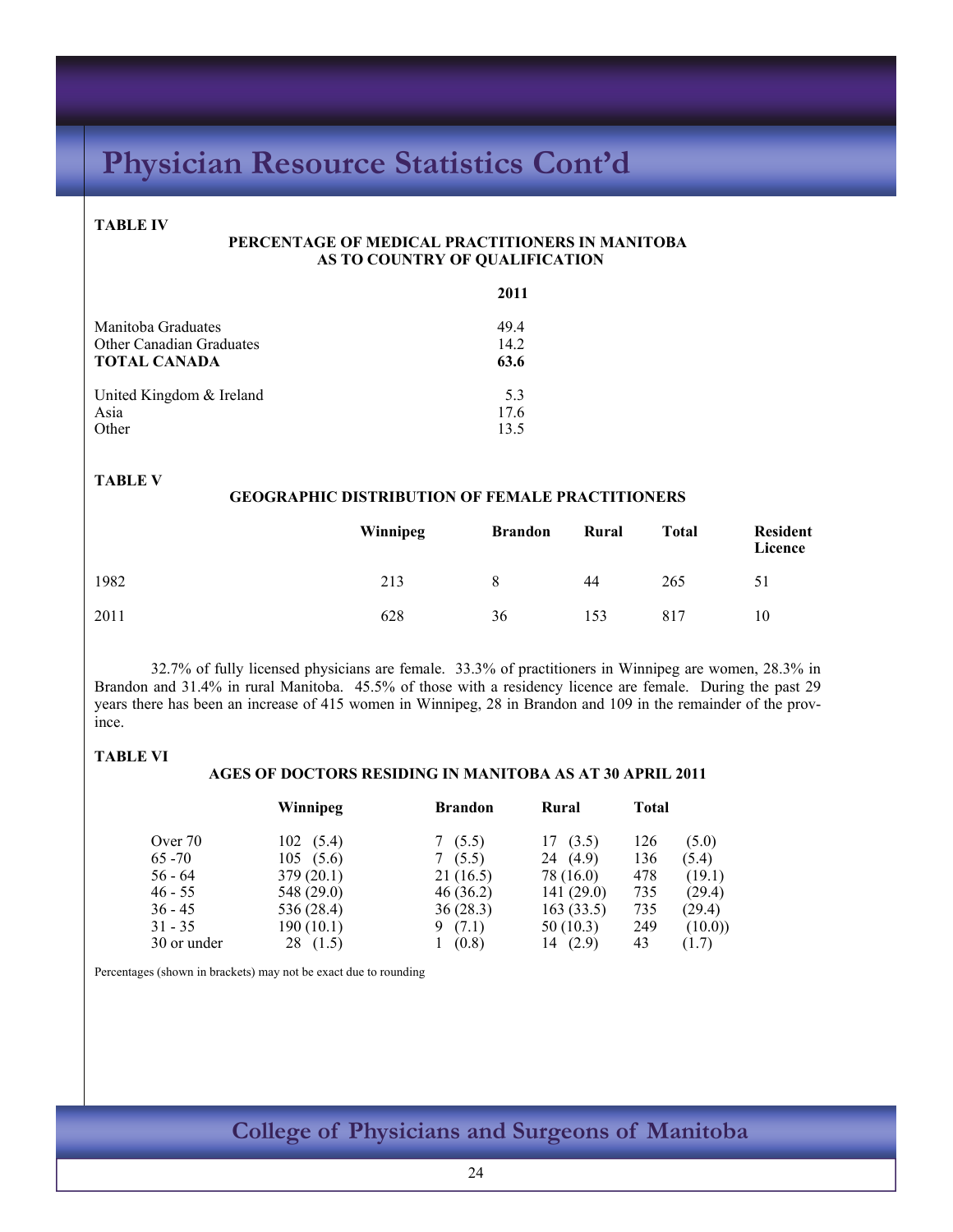# Physician Resource Statistics Cont'd

**TABLE IV**

**PERCENTAGE OF MEDICAL PRACTITIONERS IN MANITOBA AS TO COUNTRY OF QUALIFICATION**

| | **2011** |
|---|---|
| Manitoba Graduates | 49.4 |
| Other Canadian Graduates | 14.2 |
| **TOTAL CANADA** | **63.6** |
| United Kingdom & Ireland | 5.3 |
| Asia | 17.6 |
| Other | 13.5 |

**TABLE V**

**GEOGRAPHIC DISTRIBUTION OF FEMALE PRACTITIONERS**

| | **Winnipeg** | **Brandon** | **Rural** | **Total** | **Resident Licence** |
|---|---|---|---|---|---|
| 1982 | 213 | 8 | 44 | 265 | 51 |
| 2011 | 628 | 36 | 153 | 817 | 10 |

32.7% of fully licensed physicians are female. 33.3% of practitioners in Winnipeg are women, 28.3% in Brandon and 31.4% in rural Manitoba. 45.5% of those with a residency licence are female. During the past 29 years there has been an increase of 415 women in Winnipeg, 28 in Brandon and 109 in the remainder of the province.

**TABLE VI**

**AGES OF DOCTORS RESIDING IN MANITOBA AS AT 30 APRIL 2011**

| | **Winnipeg** | **Brandon** | **Rural** | **Total** |
|---|---|---|---|---|
| Over 70 | 102 (5.4) | 7 (5.5) | 17 (3.5) | 126 (5.0) |
| 65 -70 | 105 (5.6) | 7 (5.5) | 24 (4.9) | 136 (5.4) |
| 56 - 64 | 379 (20.1) | 21 (16.5) | 78 (16.0) | 478 (19.1) |
| 46 - 55 | 548 (29.0) | 46 (36.2) | 141 (29.0) | 735 (29.4) |
| 36 - 45 | 536 (28.4) | 36 (28.3) | 163 (33.5) | 735 (29.4) |
| 31 - 35 | 190 (10.1) | 9 (7.1) | 50 (10.3) | 249 (10.0)) |
| 30 or under | 28 (1.5) | 1 (0.8) | 14 (2.9) | 43 (1.7) |

Percentages (shown in brackets) may not be exact due to rounding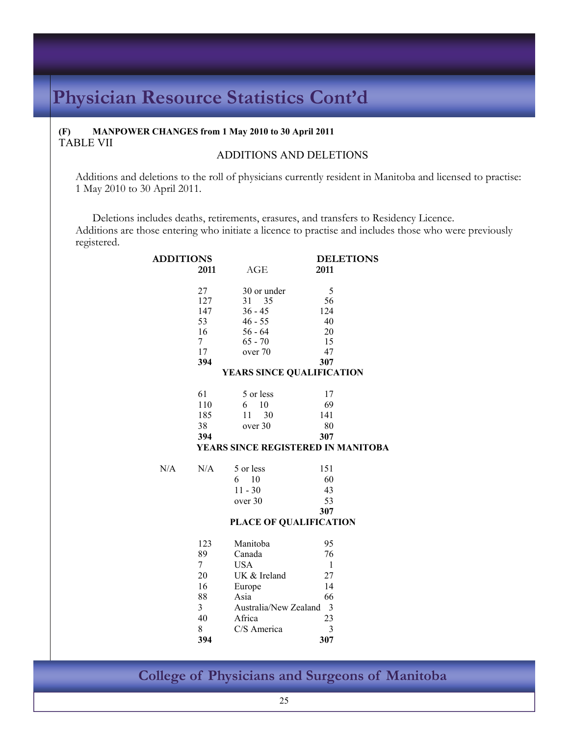# Physician Resource Statistics Cont'd

**(F) MANPOWER CHANGES from 1 May 2010 to 30 April 2011**

TABLE VII

ADDITIONS AND DELETIONS

Additions and deletions to the roll of physicians currently resident in Manitoba and licensed to practise: 1 May 2010 to 30 April 2011.

Deletions includes deaths, retirements, erasures, and transfers to Residency Licence. Additions are those entering who initiate a licence to practise and includes those who were previously registered.

| ADDITIONS 2011 | AGE | DELETIONS 2011 |
|---|---|---|
| 27 | 30 or under | 5 |
| 127 | 31 35 | 56 |
| 147 | 36 - 45 | 124 |
| 53 | 46 - 55 | 40 |
| 16 | 56 - 64 | 20 |
| 7 | 65 - 70 | 15 |
| 17 | over 70 | 47 |
| **394** | | **307** |
| | **YEARS SINCE QUALIFICATION** | |
| 61 | 5 or less | 17 |
| 110 | 6 10 | 69 |
| 185 | 11 30 | 141 |
| 38 | over 30 | 80 |
| **394** | | **307** |
| | **YEARS SINCE REGISTERED IN MANITOBA** | |
| N/A N/A | 5 or less | 151 |
| | 6 10 | 60 |
| | 11 - 30 | 43 |
| | over 30 | 53 |
| | | **307** |
| | **PLACE OF QUALIFICATION** | |
| 123 | Manitoba | 95 |
| 89 | Canada | 76 |
| 7 | USA | 1 |
| 20 | UK & Ireland | 27 |
| 16 | Europe | 14 |
| 88 | Asia | 66 |
| 3 | Australia/New Zealand | 3 |
| 40 | Africa | 23 |
| 8 | C/S America | 3 |
| **394** | | **307** |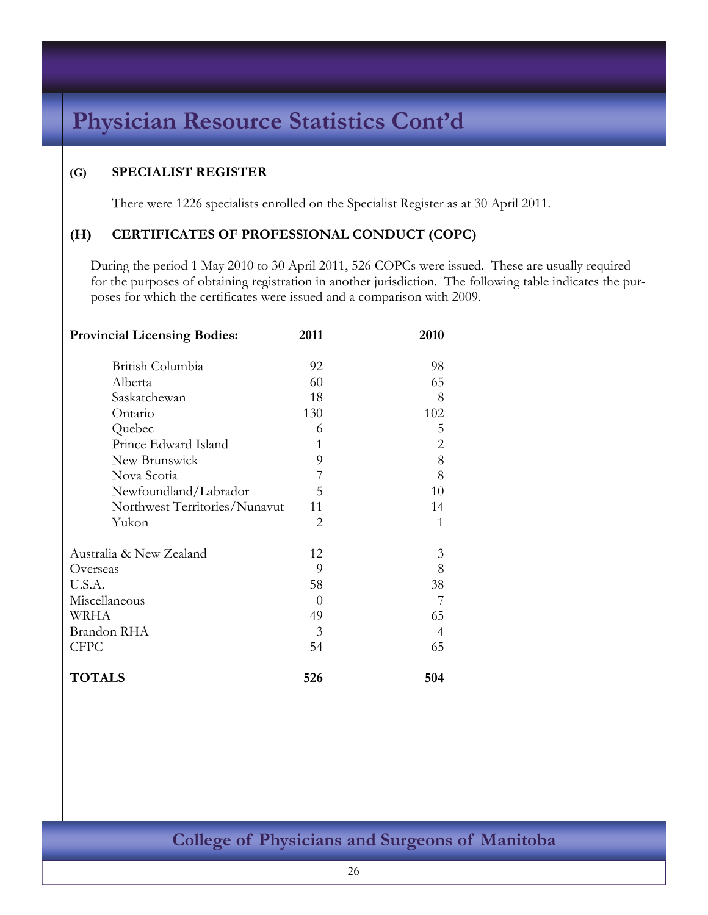# Physician Resource Statistics Cont'd

## (G) SPECIALIST REGISTER

There were 1226 specialists enrolled on the Specialist Register as at 30 April 2011.

## (H) CERTIFICATES OF PROFESSIONAL CONDUCT (COPC)

During the period 1 May 2010 to 30 April 2011, 526 COPCs were issued. These are usually required for the purposes of obtaining registration in another jurisdiction. The following table indicates the purposes for which the certificates were issued and a comparison with 2009.

| **Provincial Licensing Bodies:** | **2011** | **2010** |
|---|---|---|
| British Columbia | 92 | 98 |
| Alberta | 60 | 65 |
| Saskatchewan | 18 | 8 |
| Ontario | 130 | 102 |
| Quebec | 6 | 5 |
| Prince Edward Island | 1 | 2 |
| New Brunswick | 9 | 8 |
| Nova Scotia | 7 | 8 |
| Newfoundland/Labrador | 5 | 10 |
| Northwest Territories/Nunavut | 11 | 14 |
| Yukon | 2 | 1 |
| Australia & New Zealand | 12 | 3 |
| Overseas | 9 | 8 |
| U.S.A. | 58 | 38 |
| Miscellaneous | 0 | 7 |
| WRHA | 49 | 65 |
| Brandon RHA | 3 | 4 |
| CFPC | 54 | 65 |
| **TOTALS** | **526** | **504** |

College of Physicians and Surgeons of Manitoba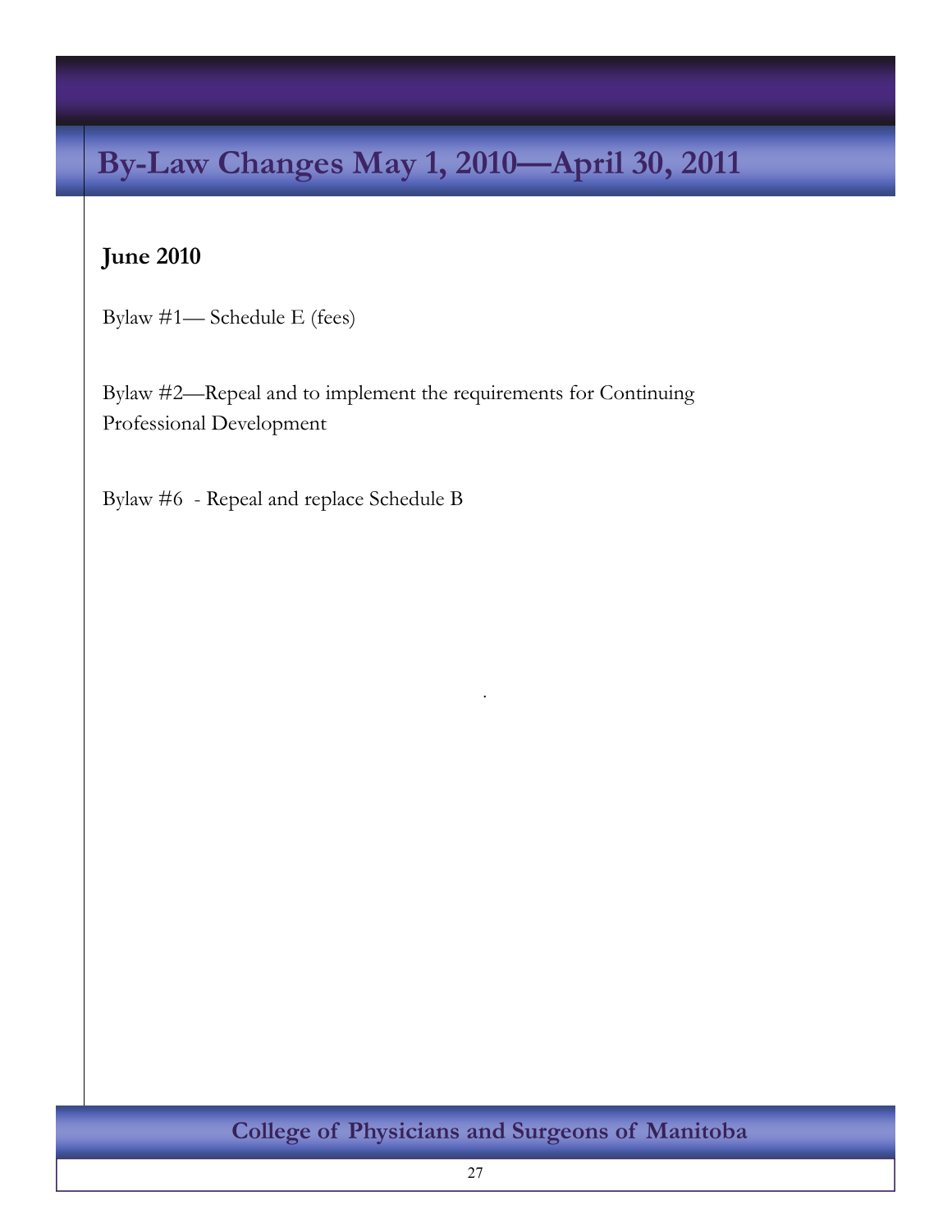# By-Law Changes May 1, 2010—April 30, 2011

## June 2010

Bylaw #1— Schedule E (fees)

Bylaw #2—Repeal and to implement the requirements for Continuing Professional Development

Bylaw #6 - Repeal and replace Schedule B